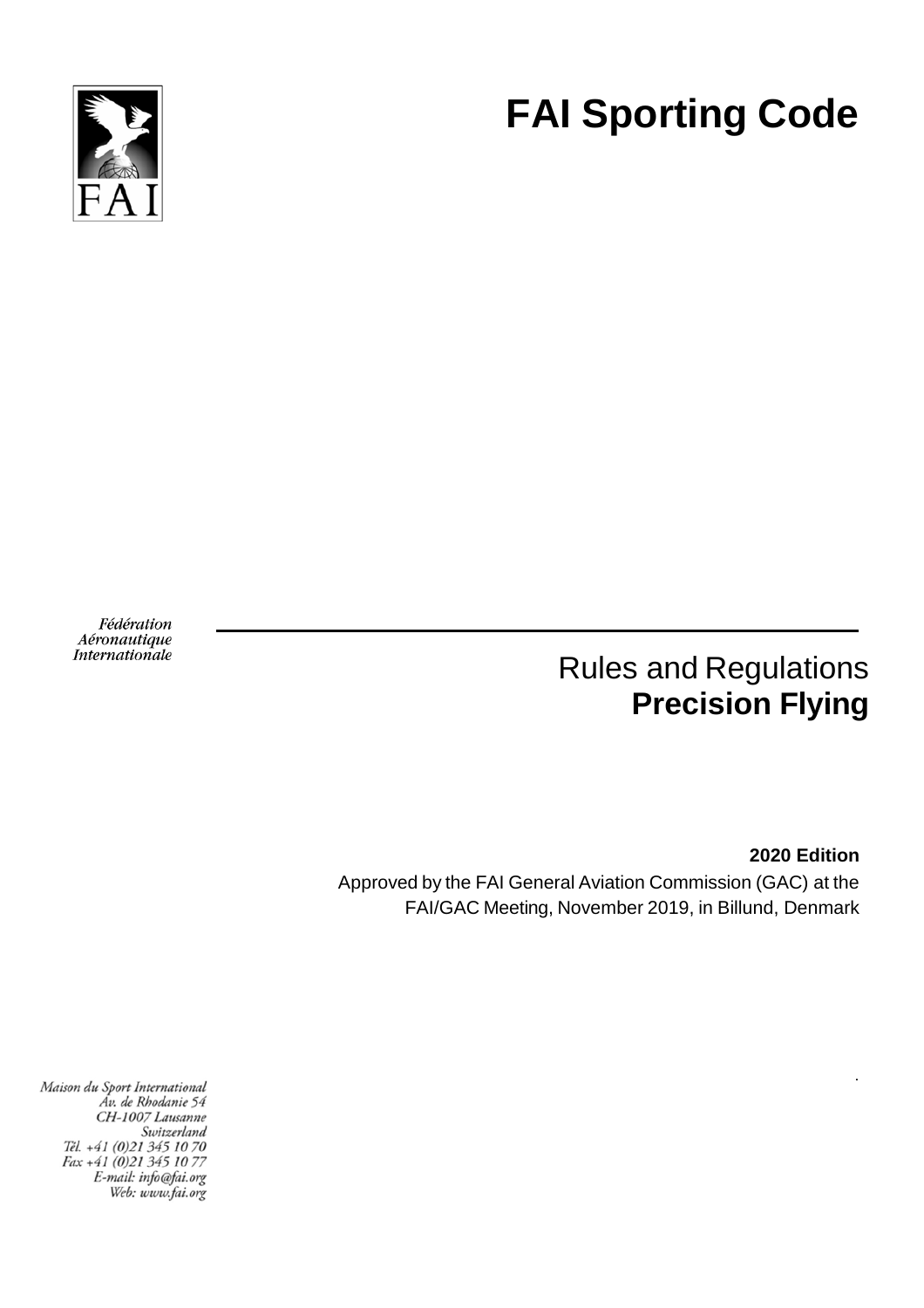# FAI Sporting Code

Fédération
Aéronautique
Internationale

## Rules and Regulations
## **Precision Flying**

**2020 Edition**

Approved by the FAI General Aviation Commission (GAC) at the FAI/GAC Meeting, November 2019, in Billund, Denmark

Maison du Sport International
Av. de Rhodanie 54
CH-1007 Lausanne
Switzerland
Tél. +41 (0)21 345 10 70
Fax +41 (0)21 345 10 77
E-mail: info@fai.org
Web: www.fai.org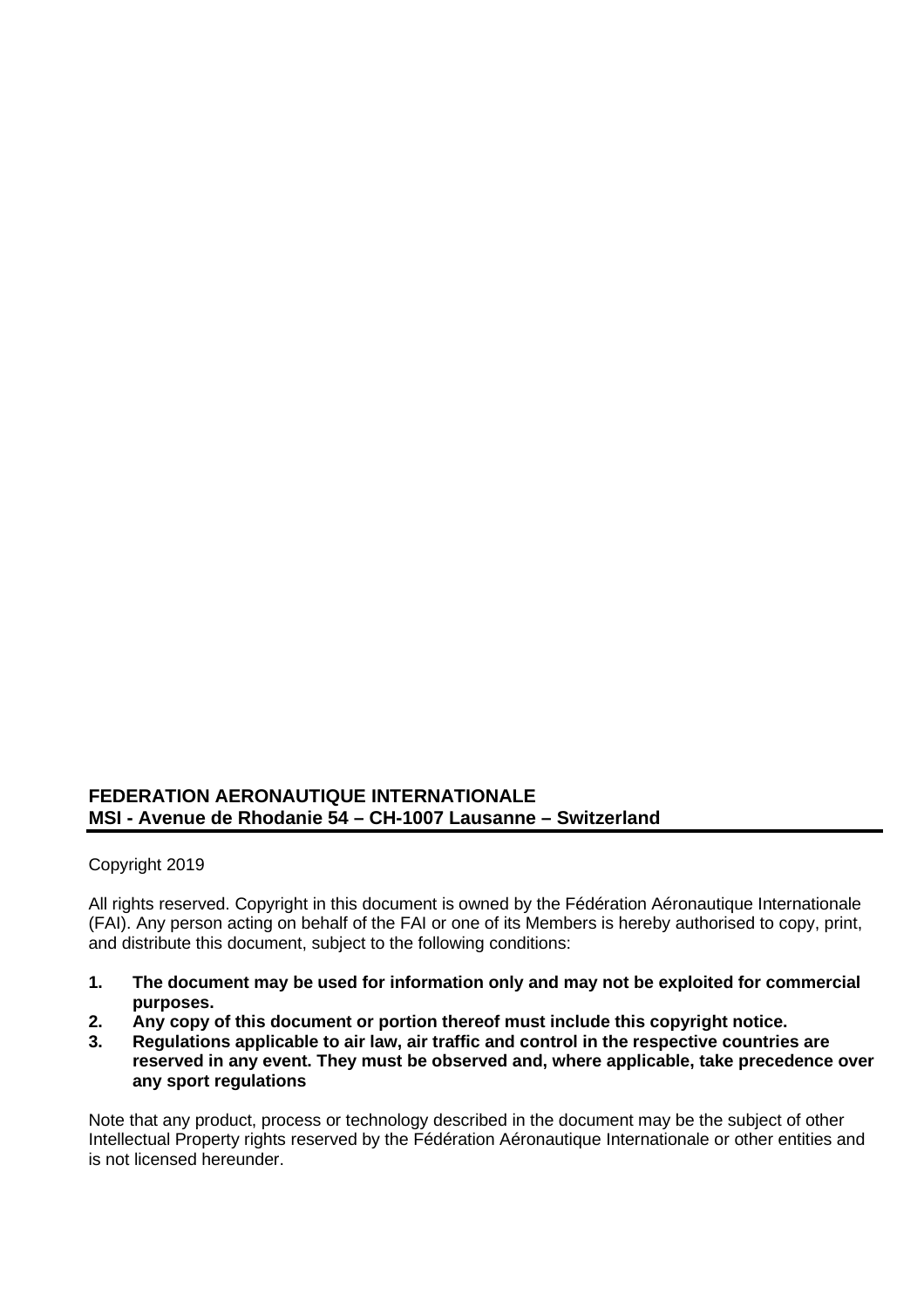**FEDERATION AERONAUTIQUE INTERNATIONALE**
**MSI - Avenue de Rhodanie 54 – CH-1007 Lausanne – Switzerland**

Copyright 2019

All rights reserved. Copyright in this document is owned by the Fédération Aéronautique Internationale (FAI). Any person acting on behalf of the FAI or one of its Members is hereby authorised to copy, print, and distribute this document, subject to the following conditions:

1. **The document may be used for information only and may not be exploited for commercial purposes.**
2. **Any copy of this document or portion thereof must include this copyright notice.**
3. **Regulations applicable to air law, air traffic and control in the respective countries are reserved in any event. They must be observed and, where applicable, take precedence over any sport regulations**

Note that any product, process or technology described in the document may be the subject of other Intellectual Property rights reserved by the Fédération Aéronautique Internationale or other entities and is not licensed hereunder.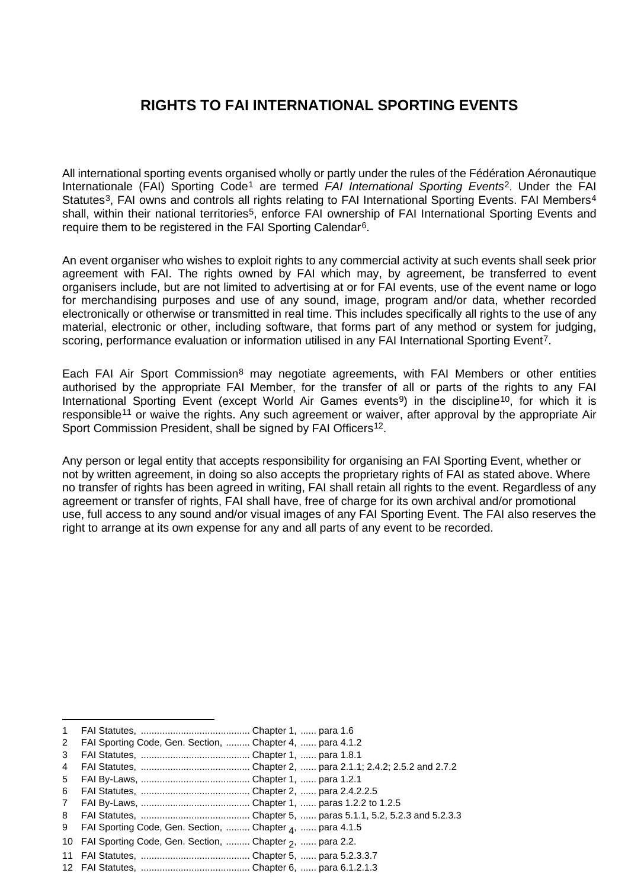# RIGHTS TO FAI INTERNATIONAL SPORTING EVENTS

All international sporting events organised wholly or partly under the rules of the Fédération Aéronautique Internationale (FAI) Sporting Code[1] are termed *FAI International Sporting Events*[2]. Under the FAI Statutes[3], FAI owns and controls all rights relating to FAI International Sporting Events. FAI Members[4] shall, within their national territories[5], enforce FAI ownership of FAI International Sporting Events and require them to be registered in the FAI Sporting Calendar[6].

An event organiser who wishes to exploit rights to any commercial activity at such events shall seek prior agreement with FAI. The rights owned by FAI which may, by agreement, be transferred to event organisers include, but are not limited to advertising at or for FAI events, use of the event name or logo for merchandising purposes and use of any sound, image, program and/or data, whether recorded electronically or otherwise or transmitted in real time. This includes specifically all rights to the use of any material, electronic or other, including software, that forms part of any method or system for judging, scoring, performance evaluation or information utilised in any FAI International Sporting Event[7].

Each FAI Air Sport Commission[8] may negotiate agreements, with FAI Members or other entities authorised by the appropriate FAI Member, for the transfer of all or parts of the rights to any FAI International Sporting Event (except World Air Games events[9]) in the discipline[10], for which it is responsible[11] or waive the rights. Any such agreement or waiver, after approval by the appropriate Air Sport Commission President, shall be signed by FAI Officers[12].

Any person or legal entity that accepts responsibility for organising an FAI Sporting Event, whether or not by written agreement, in doing so also accepts the proprietary rights of FAI as stated above. Where no transfer of rights has been agreed in writing, FAI shall retain all rights to the event. Regardless of any agreement or transfer of rights, FAI shall have, free of charge for its own archival and/or promotional use, full access to any sound and/or visual images of any FAI Sporting Event. The FAI also reserves the right to arrange at its own expense for any and all parts of any event to be recorded.

---

1 FAI Statutes, ......................................... Chapter 1, ...... para 1.6
2 FAI Sporting Code, Gen. Section, ......... Chapter 4, ...... para 4.1.2
3 FAI Statutes, ......................................... Chapter 1, ...... para 1.8.1
4 FAI Statutes, ......................................... Chapter 2, ...... para 2.1.1; 2.4.2; 2.5.2 and 2.7.2
5 FAI By-Laws, ......................................... Chapter 1, ...... para 1.2.1
6 FAI Statutes, ......................................... Chapter 2, ...... para 2.4.2.2.5
7 FAI By-Laws, ......................................... Chapter 1, ...... paras 1.2.2 to 1.2.5
8 FAI Statutes, ......................................... Chapter 5, ...... paras 5.1.1, 5.2, 5.2.3 and 5.2.3.3
9 FAI Sporting Code, Gen. Section, ......... Chapter 4, ...... para 4.1.5
10 FAI Sporting Code, Gen. Section, ......... Chapter 2, ...... para 2.2.
11 FAI Statutes, ......................................... Chapter 5, ...... para 5.2.3.3.7
12 FAI Statutes, ......................................... Chapter 6, ...... para 6.1.2.1.3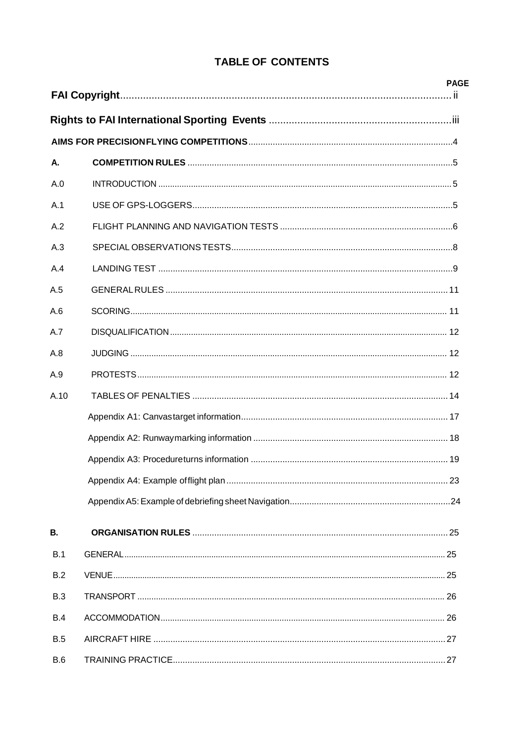# TABLE OF CONTENTS

| | | PAGE |
|---|---|---|
| **FAI Copyright** | | ii |
| **Rights to FAI International Sporting Events** | | iii |
| **AIMS FOR PRECISIONFLYING COMPETITIONS** | | 4 |
| **A.** | **COMPETITION RULES** | 5 |
| A.0 | INTRODUCTION | 5 |
| A.1 | USE OF GPS-LOGGERS | 5 |
| A.2 | FLIGHT PLANNING AND NAVIGATION TESTS | 6 |
| A.3 | SPECIAL OBSERVATIONS TESTS | 8 |
| A.4 | LANDING TEST | 9 |
| A.5 | GENERAL RULES | 11 |
| A.6 | SCORING | 11 |
| A.7 | DISQUALIFICATION | 12 |
| A.8 | JUDGING | 12 |
| A.9 | PROTESTS | 12 |
| A.10 | TABLES OF PENALTIES | 14 |
| | Appendix A1: Canvastarget information | 17 |
| | Appendix A2: Runwaymarking information | 18 |
| | Appendix A3: Procedureturns information | 19 |
| | Appendix A4: Example offlight plan | 23 |
| | Appendix A5: Example of debriefing sheet Navigation | 24 |
| **B.** | **ORGANISATION RULES** | 25 |
| B.1 | GENERAL | 25 |
| B.2 | VENUE | 25 |
| B.3 | TRANSPORT | 26 |
| B.4 | ACCOMMODATION | 26 |
| B.5 | AIRCRAFT HIRE | 27 |
| B.6 | TRAINING PRACTICE | 27 |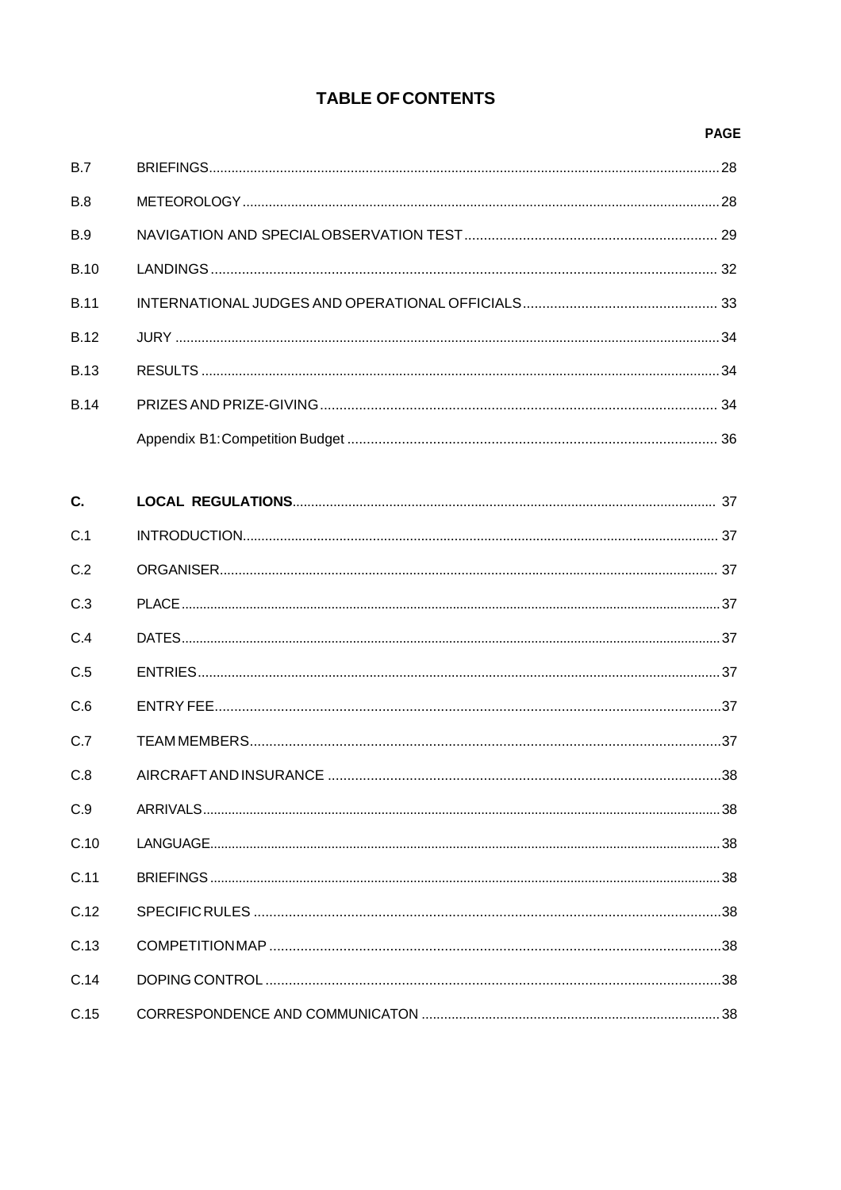# TABLE OF CONTENTS

| | | PAGE |
|---|---|---|
| B.7 | BRIEFINGS | 28 |
| B.8 | METEOROLOGY | 28 |
| B.9 | NAVIGATION AND SPECIAL OBSERVATION TEST | 29 |
| B.10 | LANDINGS | 32 |
| B.11 | INTERNATIONAL JUDGES AND OPERATIONAL OFFICIALS | 33 |
| B.12 | JURY | 34 |
| B.13 | RESULTS | 34 |
| B.14 | PRIZES AND PRIZE-GIVING | 34 |
| | Appendix B1: Competition Budget | 36 |
| **C.** | **LOCAL REGULATIONS** | 37 |
| C.1 | INTRODUCTION | 37 |
| C.2 | ORGANISER | 37 |
| C.3 | PLACE | 37 |
| C.4 | DATES | 37 |
| C.5 | ENTRIES | 37 |
| C.6 | ENTRY FEE | 37 |
| C.7 | TEAM MEMBERS | 37 |
| C.8 | AIRCRAFT AND INSURANCE | 38 |
| C.9 | ARRIVALS | 38 |
| C.10 | LANGUAGE | 38 |
| C.11 | BRIEFINGS | 38 |
| C.12 | SPECIFIC RULES | 38 |
| C.13 | COMPETITION MAP | 38 |
| C.14 | DOPING CONTROL | 38 |
| C.15 | CORRESPONDENCE AND COMMUNICATON | 38 |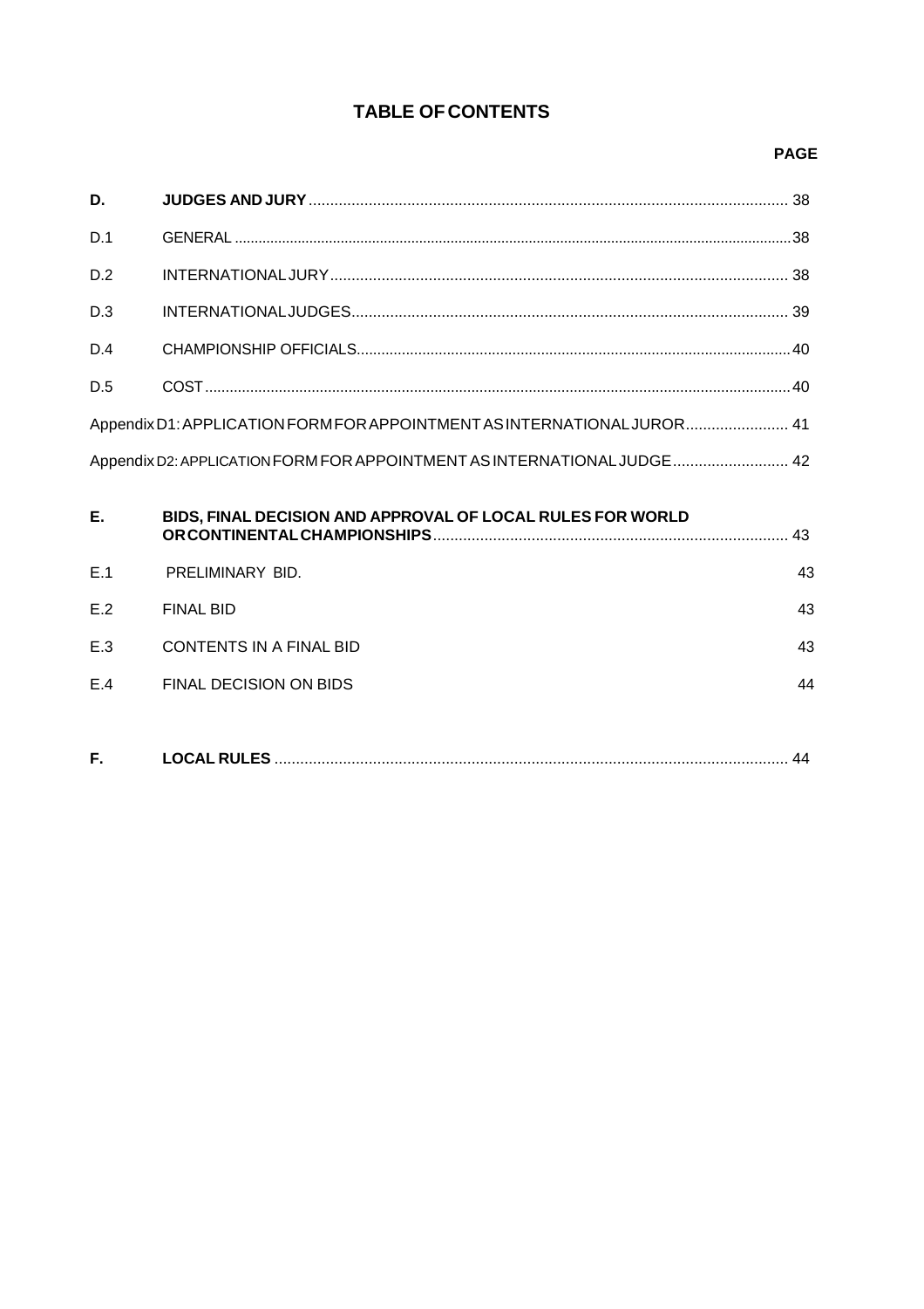# TABLE OF CONTENTS

| | | PAGE |
|---|---|---|
| **D.** | **JUDGES AND JURY** | 38 |
| D.1 | GENERAL | 38 |
| D.2 | INTERNATIONAL JURY | 38 |
| D.3 | INTERNATIONAL JUDGES | 39 |
| D.4 | CHAMPIONSHIP OFFICIALS | 40 |
| D.5 | COST | 40 |
| Appendix D1: APPLICATION FORM FOR APPOINTMENT AS INTERNATIONAL JUROR | | 41 |
| Appendix D2: APPLICATION FORM FOR APPOINTMENT AS INTERNATIONAL JUDGE | | 42 |
| **E.** | **BIDS, FINAL DECISION AND APPROVAL OF LOCAL RULES FOR WORLD OR CONTINENTAL CHAMPIONSHIPS** | 43 |
| E.1 | PRELIMINARY BID. | 43 |
| E.2 | FINAL BID | 43 |
| E.3 | CONTENTS IN A FINAL BID | 43 |
| E.4 | FINAL DECISION ON BIDS | 44 |
| **F.** | **LOCAL RULES** | 44 |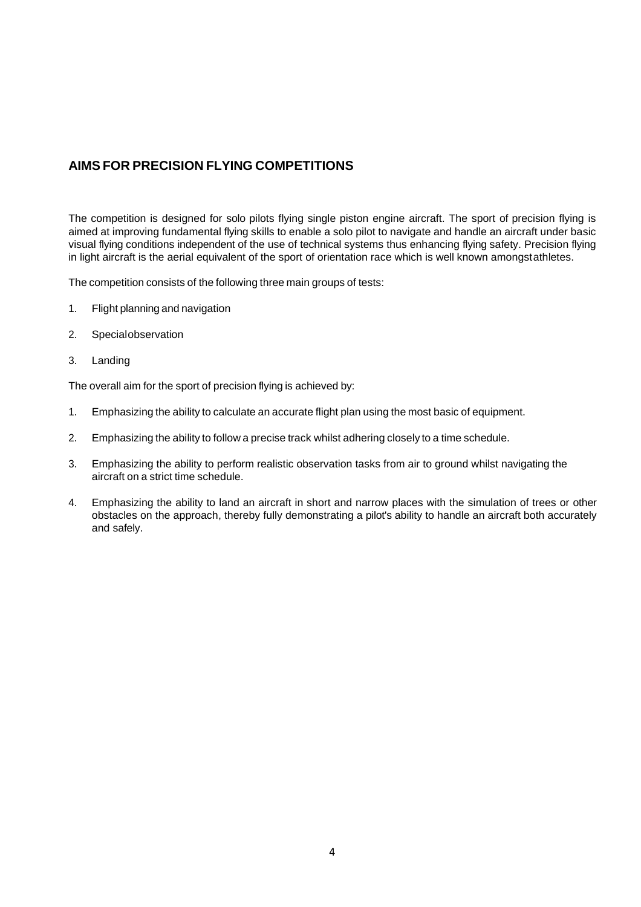## AIMS FOR PRECISION FLYING COMPETITIONS

The competition is designed for solo pilots flying single piston engine aircraft. The sport of precision flying is aimed at improving fundamental flying skills to enable a solo pilot to navigate and handle an aircraft under basic visual flying conditions independent of the use of technical systems thus enhancing flying safety. Precision flying in light aircraft is the aerial equivalent of the sport of orientation race which is well known amongstathletes.

The competition consists of the following three main groups of tests:

1. Flight planning and navigation
2. Specialobservation
3. Landing

The overall aim for the sport of precision flying is achieved by:

1. Emphasizing the ability to calculate an accurate flight plan using the most basic of equipment.
2. Emphasizing the ability to follow a precise track whilst adhering closely to a time schedule.
3. Emphasizing the ability to perform realistic observation tasks from air to ground whilst navigating the aircraft on a strict time schedule.
4. Emphasizing the ability to land an aircraft in short and narrow places with the simulation of trees or other obstacles on the approach, thereby fully demonstrating a pilot's ability to handle an aircraft both accurately and safely.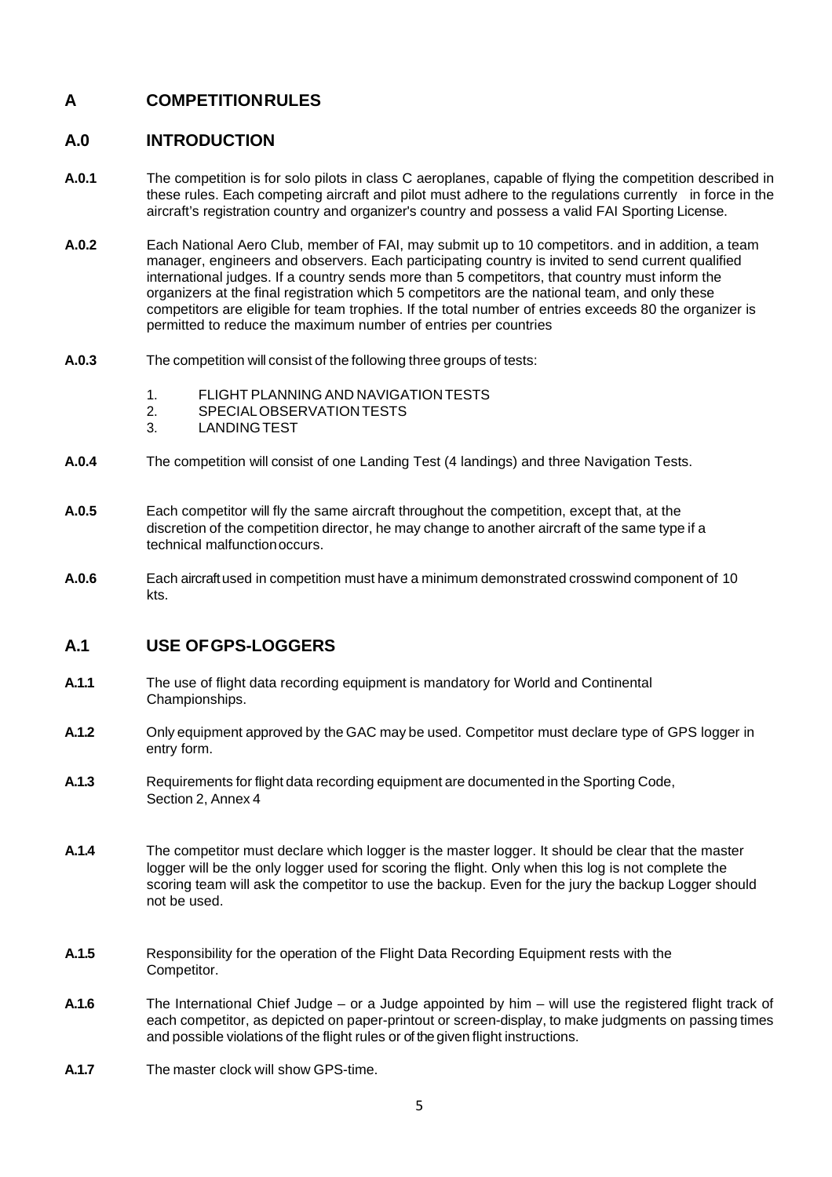# A COMPETITIONRULES

## A.0 INTRODUCTION

**A.0.1** The competition is for solo pilots in class C aeroplanes, capable of flying the competition described in these rules. Each competing aircraft and pilot must adhere to the regulations currently in force in the aircraft's registration country and organizer's country and possess a valid FAI Sporting License.

**A.0.2** Each National Aero Club, member of FAI, may submit up to 10 competitors. and in addition, a team manager, engineers and observers. Each participating country is invited to send current qualified international judges. If a country sends more than 5 competitors, that country must inform the organizers at the final registration which 5 competitors are the national team, and only these competitors are eligible for team trophies. If the total number of entries exceeds 80 the organizer is permitted to reduce the maximum number of entries per countries

**A.0.3** The competition will consist of the following three groups of tests:

1. FLIGHT PLANNING AND NAVIGATIONTESTS
2. SPECIALOBSERVATIONTESTS
3. LANDINGTEST

**A.0.4** The competition will consist of one Landing Test (4 landings) and three Navigation Tests.

**A.0.5** Each competitor will fly the same aircraft throughout the competition, except that, at the discretion of the competition director, he may change to another aircraft of the same type if a technical malfunctionoccurs.

**A.0.6** Each aircraftused in competition must have a minimum demonstrated crosswind component of 10 kts.

## A.1 USE OFGPS-LOGGERS

**A.1.1** The use of flight data recording equipment is mandatory for World and Continental Championships.

**A.1.2** Only equipment approved by the GAC may be used. Competitor must declare type of GPS logger in entry form.

**A.1.3** Requirements for flight data recording equipment are documented in the Sporting Code, Section 2, Annex 4

**A.1.4** The competitor must declare which logger is the master logger. It should be clear that the master logger will be the only logger used for scoring the flight. Only when this log is not complete the scoring team will ask the competitor to use the backup. Even for the jury the backup Logger should not be used.

**A.1.5** Responsibility for the operation of the Flight Data Recording Equipment rests with the Competitor.

**A.1.6** The International Chief Judge – or a Judge appointed by him – will use the registered flight track of each competitor, as depicted on paper-printout or screen-display, to make judgments on passing times and possible violations of the flight rules or of the given flight instructions.

**A.1.7** The master clock will show GPS-time.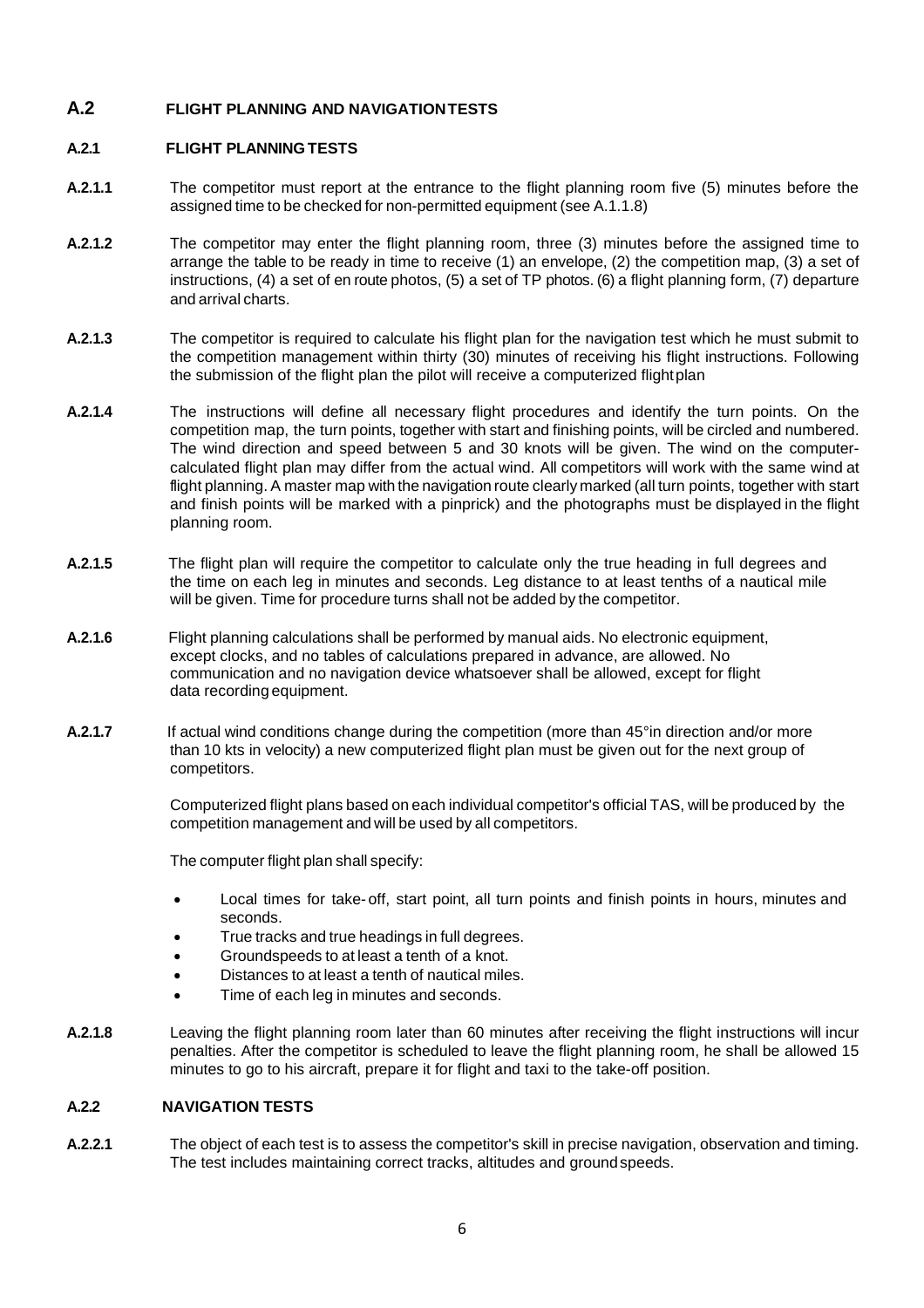## A.2 FLIGHT PLANNING AND NAVIGATION TESTS

### A.2.1 FLIGHT PLANNING TESTS

**A.2.1.1** The competitor must report at the entrance to the flight planning room five (5) minutes before the assigned time to be checked for non-permitted equipment (see A.1.1.8)

**A.2.1.2** The competitor may enter the flight planning room, three (3) minutes before the assigned time to arrange the table to be ready in time to receive (1) an envelope, (2) the competition map, (3) a set of instructions, (4) a set of en route photos, (5) a set of TP photos. (6) a flight planning form, (7) departure and arrival charts.

**A.2.1.3** The competitor is required to calculate his flight plan for the navigation test which he must submit to the competition management within thirty (30) minutes of receiving his flight instructions. Following the submission of the flight plan the pilot will receive a computerized flight plan

**A.2.1.4** The instructions will define all necessary flight procedures and identify the turn points. On the competition map, the turn points, together with start and finishing points, will be circled and numbered. The wind direction and speed between 5 and 30 knots will be given. The wind on the computer-calculated flight plan may differ from the actual wind. All competitors will work with the same wind at flight planning. A master map with the navigation route clearly marked (all turn points, together with start and finish points will be marked with a pinprick) and the photographs must be displayed in the flight planning room.

**A.2.1.5** The flight plan will require the competitor to calculate only the true heading in full degrees and the time on each leg in minutes and seconds. Leg distance to at least tenths of a nautical mile will be given. Time for procedure turns shall not be added by the competitor.

**A.2.1.6** Flight planning calculations shall be performed by manual aids. No electronic equipment, except clocks, and no tables of calculations prepared in advance, are allowed. No communication and no navigation device whatsoever shall be allowed, except for flight data recording equipment.

**A.2.1.7** If actual wind conditions change during the competition (more than 45°in direction and/or more than 10 kts in velocity) a new computerized flight plan must be given out for the next group of competitors.

Computerized flight plans based on each individual competitor's official TAS, will be produced by the competition management and will be used by all competitors.

The computer flight plan shall specify:

- Local times for take- off, start point, all turn points and finish points in hours, minutes and seconds.
- True tracks and true headings in full degrees.
- Groundspeeds to at least a tenth of a knot.
- Distances to at least a tenth of nautical miles.
- Time of each leg in minutes and seconds.

**A.2.1.8** Leaving the flight planning room later than 60 minutes after receiving the flight instructions will incur penalties. After the competitor is scheduled to leave the flight planning room, he shall be allowed 15 minutes to go to his aircraft, prepare it for flight and taxi to the take-off position.

### A.2.2 NAVIGATION TESTS

**A.2.2.1** The object of each test is to assess the competitor's skill in precise navigation, observation and timing. The test includes maintaining correct tracks, altitudes and groundspeeds.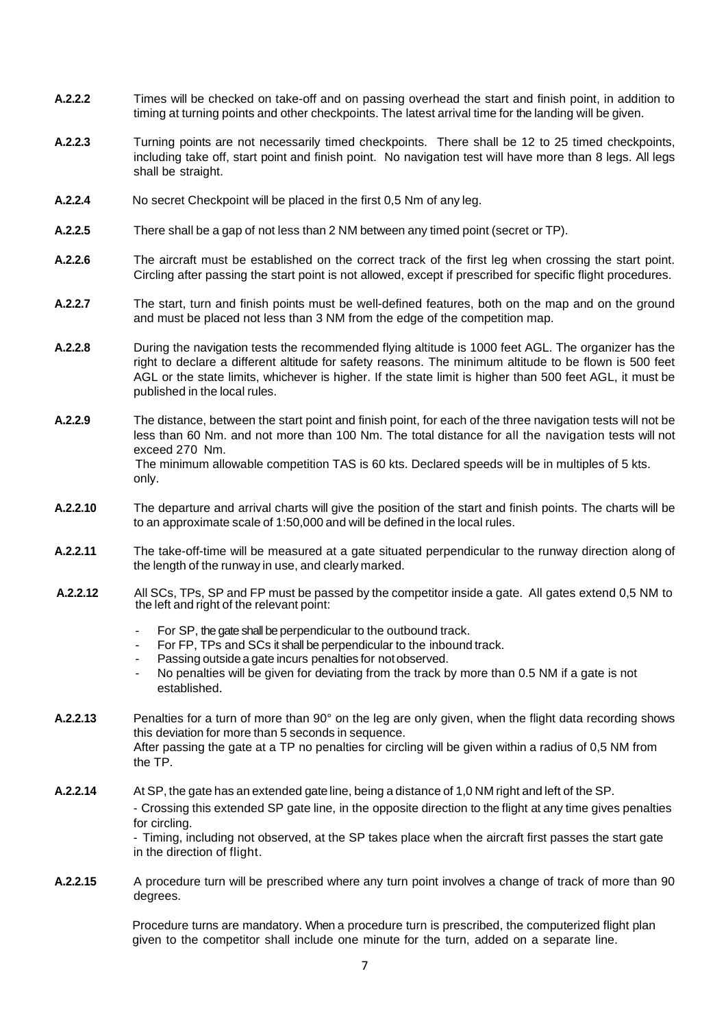**A.2.2.2** Times will be checked on take-off and on passing overhead the start and finish point, in addition to timing at turning points and other checkpoints. The latest arrival time for the landing will be given.

**A.2.2.3** Turning points are not necessarily timed checkpoints. There shall be 12 to 25 timed checkpoints, including take off, start point and finish point. No navigation test will have more than 8 legs. All legs shall be straight.

**A.2.2.4** No secret Checkpoint will be placed in the first 0,5 Nm of any leg.

**A.2.2.5** There shall be a gap of not less than 2 NM between any timed point (secret or TP).

**A.2.2.6** The aircraft must be established on the correct track of the first leg when crossing the start point. Circling after passing the start point is not allowed, except if prescribed for specific flight procedures.

**A.2.2.7** The start, turn and finish points must be well-defined features, both on the map and on the ground and must be placed not less than 3 NM from the edge of the competition map.

**A.2.2.8** During the navigation tests the recommended flying altitude is 1000 feet AGL. The organizer has the right to declare a different altitude for safety reasons. The minimum altitude to be flown is 500 feet AGL or the state limits, whichever is higher. If the state limit is higher than 500 feet AGL, it must be published in the local rules.

**A.2.2.9** The distance, between the start point and finish point, for each of the three navigation tests will not be less than 60 Nm. and not more than 100 Nm. The total distance for all the navigation tests will not exceed 270 Nm.
The minimum allowable competition TAS is 60 kts. Declared speeds will be in multiples of 5 kts. only.

**A.2.2.10** The departure and arrival charts will give the position of the start and finish points. The charts will be to an approximate scale of 1:50,000 and will be defined in the local rules.

**A.2.2.11** The take-off-time will be measured at a gate situated perpendicular to the runway direction along of the length of the runway in use, and clearly marked.

**A.2.2.12** All SCs, TPs, SP and FP must be passed by the competitor inside a gate. All gates extend 0,5 NM to the left and right of the relevant point:

- For SP, the gate shall be perpendicular to the outbound track.
- For FP, TPs and SCs it shall be perpendicular to the inbound track.
- Passing outside a gate incurs penalties for not observed.
- No penalties will be given for deviating from the track by more than 0.5 NM if a gate is not established.

**A.2.2.13** Penalties for a turn of more than 90° on the leg are only given, when the flight data recording shows this deviation for more than 5 seconds in sequence.
After passing the gate at a TP no penalties for circling will be given within a radius of 0,5 NM from the TP.

**A.2.2.14** At SP, the gate has an extended gate line, being a distance of 1,0 NM right and left of the SP.
- Crossing this extended SP gate line, in the opposite direction to the flight at any time gives penalties for circling.
- Timing, including not observed, at the SP takes place when the aircraft first passes the start gate in the direction of flight.

**A.2.2.15** A procedure turn will be prescribed where any turn point involves a change of track of more than 90 degrees.

Procedure turns are mandatory. When a procedure turn is prescribed, the computerized flight plan given to the competitor shall include one minute for the turn, added on a separate line.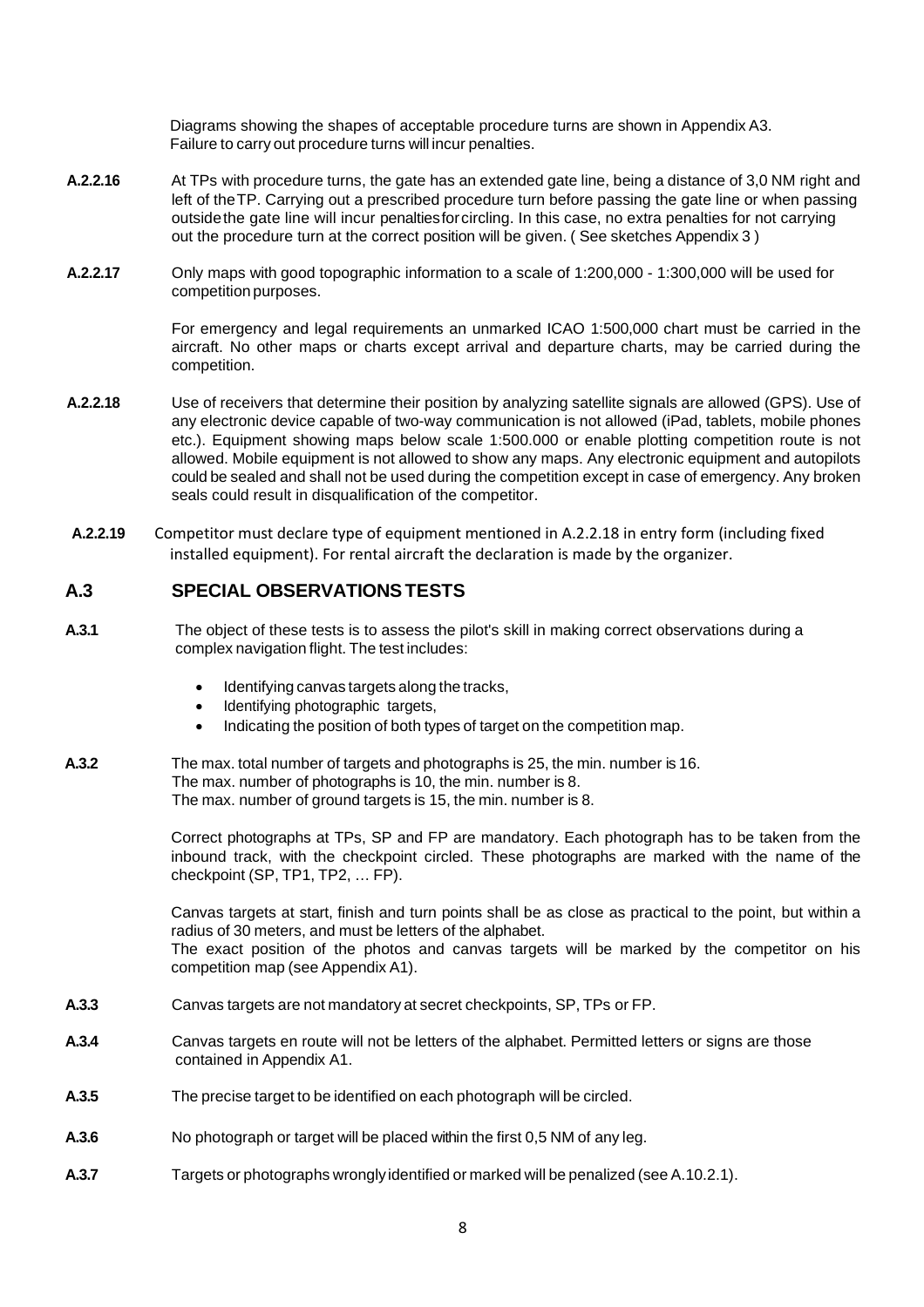Diagrams showing the shapes of acceptable procedure turns are shown in Appendix A3. Failure to carry out procedure turns will incur penalties.

**A.2.2.16** At TPs with procedure turns, the gate has an extended gate line, being a distance of 3,0 NM right and left of the TP. Carrying out a prescribed procedure turn before passing the gate line or when passing outside the gate line will incur penalties for circling. In this case, no extra penalties for not carrying out the procedure turn at the correct position will be given. ( See sketches Appendix 3 )

**A.2.2.17** Only maps with good topographic information to a scale of 1:200,000 - 1:300,000 will be used for competition purposes.

For emergency and legal requirements an unmarked ICAO 1:500,000 chart must be carried in the aircraft. No other maps or charts except arrival and departure charts, may be carried during the competition.

**A.2.2.18** Use of receivers that determine their position by analyzing satellite signals are allowed (GPS). Use of any electronic device capable of two-way communication is not allowed (iPad, tablets, mobile phones etc.). Equipment showing maps below scale 1:500.000 or enable plotting competition route is not allowed. Mobile equipment is not allowed to show any maps. Any electronic equipment and autopilots could be sealed and shall not be used during the competition except in case of emergency. Any broken seals could result in disqualification of the competitor.

**A.2.2.19** Competitor must declare type of equipment mentioned in A.2.2.18 in entry form (including fixed installed equipment). For rental aircraft the declaration is made by the organizer.

## A.3 SPECIAL OBSERVATIONS TESTS

**A.3.1** The object of these tests is to assess the pilot's skill in making correct observations during a complex navigation flight. The test includes:

- Identifying canvas targets along the tracks,
- Identifying photographic targets,
- Indicating the position of both types of target on the competition map.

**A.3.2** The max. total number of targets and photographs is 25, the min. number is 16.
The max. number of photographs is 10, the min. number is 8.
The max. number of ground targets is 15, the min. number is 8.

Correct photographs at TPs, SP and FP are mandatory. Each photograph has to be taken from the inbound track, with the checkpoint circled. These photographs are marked with the name of the checkpoint (SP, TP1, TP2, … FP).

Canvas targets at start, finish and turn points shall be as close as practical to the point, but within a radius of 30 meters, and must be letters of the alphabet.
The exact position of the photos and canvas targets will be marked by the competitor on his competition map (see Appendix A1).

**A.3.3** Canvas targets are not mandatory at secret checkpoints, SP, TPs or FP.

**A.3.4** Canvas targets en route will not be letters of the alphabet. Permitted letters or signs are those contained in Appendix A1.

**A.3.5** The precise target to be identified on each photograph will be circled.

**A.3.6** No photograph or target will be placed within the first 0,5 NM of any leg.

**A.3.7** Targets or photographs wrongly identified or marked will be penalized (see A.10.2.1).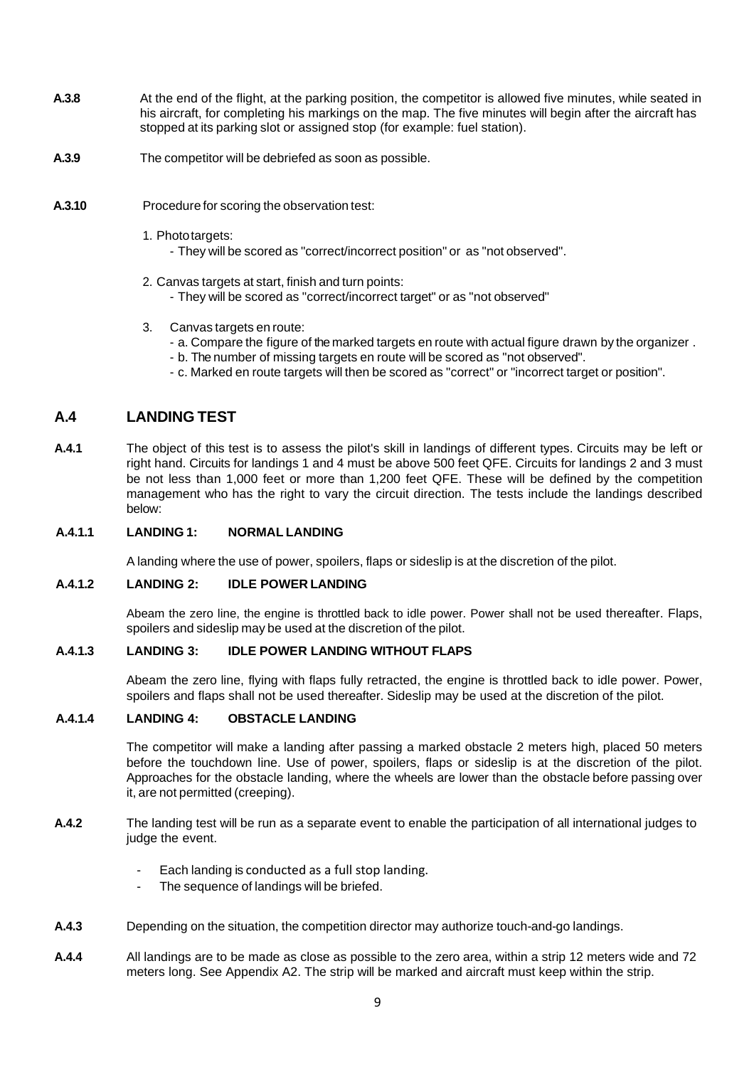**A.3.8** At the end of the flight, at the parking position, the competitor is allowed five minutes, while seated in his aircraft, for completing his markings on the map. The five minutes will begin after the aircraft has stopped at its parking slot or assigned stop (for example: fuel station).

**A.3.9** The competitor will be debriefed as soon as possible.

**A.3.10** Procedure for scoring the observation test:

1. Phototargets:
   - They will be scored as "correct/incorrect position" or as "not observed".

2. Canvas targets at start, finish and turn points:
   - They will be scored as "correct/incorrect target" or as "not observed"

3. Canvas targets en route:
   - a. Compare the figure of the marked targets en route with actual figure drawn by the organizer .
   - b. The number of missing targets en route will be scored as "not observed".
   - c. Marked en route targets will then be scored as "correct" or "incorrect target or position".

## A.4 LANDING TEST

**A.4.1** The object of this test is to assess the pilot's skill in landings of different types. Circuits may be left or right hand. Circuits for landings 1 and 4 must be above 500 feet QFE. Circuits for landings 2 and 3 must be not less than 1,000 feet or more than 1,200 feet QFE. These will be defined by the competition management who has the right to vary the circuit direction. The tests include the landings described below:

### A.4.1.1 LANDING 1: NORMAL LANDING

A landing where the use of power, spoilers, flaps or sideslip is at the discretion of the pilot.

### A.4.1.2 LANDING 2: IDLE POWER LANDING

Abeam the zero line, the engine is throttled back to idle power. Power shall not be used thereafter. Flaps, spoilers and sideslip may be used at the discretion of the pilot.

### A.4.1.3 LANDING 3: IDLE POWER LANDING WITHOUT FLAPS

Abeam the zero line, flying with flaps fully retracted, the engine is throttled back to idle power. Power, spoilers and flaps shall not be used thereafter. Sideslip may be used at the discretion of the pilot.

### A.4.1.4 LANDING 4: OBSTACLE LANDING

The competitor will make a landing after passing a marked obstacle 2 meters high, placed 50 meters before the touchdown line. Use of power, spoilers, flaps or sideslip is at the discretion of the pilot. Approaches for the obstacle landing, where the wheels are lower than the obstacle before passing over it, are not permitted (creeping).

**A.4.2** The landing test will be run as a separate event to enable the participation of all international judges to judge the event.

- Each landing is conducted as a full stop landing.
- The sequence of landings will be briefed.

**A.4.3** Depending on the situation, the competition director may authorize touch-and-go landings.

**A.4.4** All landings are to be made as close as possible to the zero area, within a strip 12 meters wide and 72 meters long. See Appendix A2. The strip will be marked and aircraft must keep within the strip.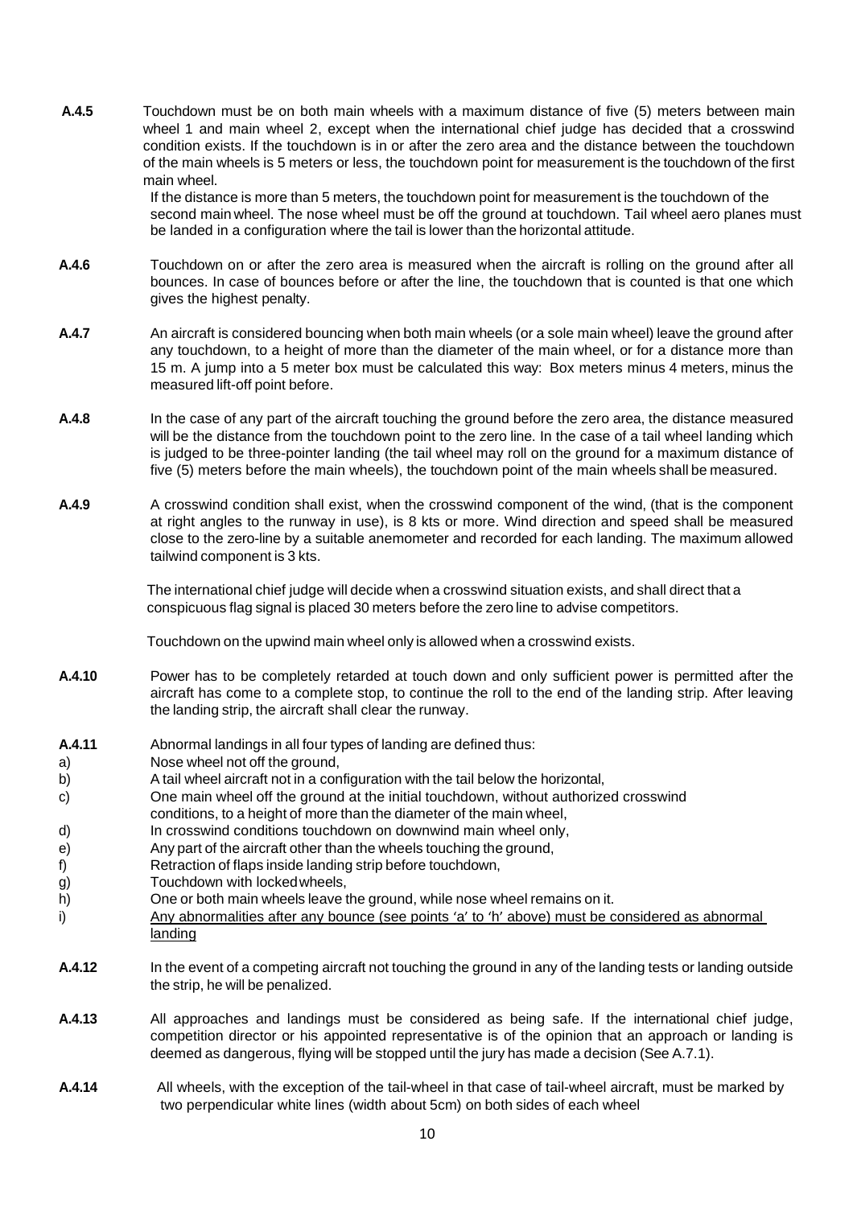**A.4.5** Touchdown must be on both main wheels with a maximum distance of five (5) meters between main wheel 1 and main wheel 2, except when the international chief judge has decided that a crosswind condition exists. If the touchdown is in or after the zero area and the distance between the touchdown of the main wheels is 5 meters or less, the touchdown point for measurement is the touchdown of the first main wheel.

If the distance is more than 5 meters, the touchdown point for measurement is the touchdown of the second main wheel. The nose wheel must be off the ground at touchdown. Tail wheel aero planes must be landed in a configuration where the tail is lower than the horizontal attitude.

**A.4.6** Touchdown on or after the zero area is measured when the aircraft is rolling on the ground after all bounces. In case of bounces before or after the line, the touchdown that is counted is that one which gives the highest penalty.

**A.4.7** An aircraft is considered bouncing when both main wheels (or a sole main wheel) leave the ground after any touchdown, to a height of more than the diameter of the main wheel, or for a distance more than 15 m. A jump into a 5 meter box must be calculated this way: Box meters minus 4 meters, minus the measured lift-off point before.

**A.4.8** In the case of any part of the aircraft touching the ground before the zero area, the distance measured will be the distance from the touchdown point to the zero line. In the case of a tail wheel landing which is judged to be three-pointer landing (the tail wheel may roll on the ground for a maximum distance of five (5) meters before the main wheels), the touchdown point of the main wheels shall be measured.

**A.4.9** A crosswind condition shall exist, when the crosswind component of the wind, (that is the component at right angles to the runway in use), is 8 kts or more. Wind direction and speed shall be measured close to the zero-line by a suitable anemometer and recorded for each landing. The maximum allowed tailwind component is 3 kts.

The international chief judge will decide when a crosswind situation exists, and shall direct that a conspicuous flag signal is placed 30 meters before the zero line to advise competitors.

Touchdown on the upwind main wheel only is allowed when a crosswind exists.

**A.4.10** Power has to be completely retarded at touch down and only sufficient power is permitted after the aircraft has come to a complete stop, to continue the roll to the end of the landing strip. After leaving the landing strip, the aircraft shall clear the runway.

**A.4.11** Abnormal landings in all four types of landing are defined thus:

a) Nose wheel not off the ground,
b) A tail wheel aircraft not in a configuration with the tail below the horizontal,
c) One main wheel off the ground at the initial touchdown, without authorized crosswind conditions, to a height of more than the diameter of the main wheel,
d) In crosswind conditions touchdown on downwind main wheel only,
e) Any part of the aircraft other than the wheels touching the ground,
f) Retraction of flaps inside landing strip before touchdown,
g) Touchdown with locked wheels,
h) One or both main wheels leave the ground, while nose wheel remains on it.
i) <u>Any abnormalities after any bounce (see points 'a' to 'h' above) must be considered as abnormal landing</u>

**A.4.12** In the event of a competing aircraft not touching the ground in any of the landing tests or landing outside the strip, he will be penalized.

**A.4.13** All approaches and landings must be considered as being safe. If the international chief judge, competition director or his appointed representative is of the opinion that an approach or landing is deemed as dangerous, flying will be stopped until the jury has made a decision (See A.7.1).

**A.4.14** All wheels, with the exception of the tail-wheel in that case of tail-wheel aircraft, must be marked by two perpendicular white lines (width about 5cm) on both sides of each wheel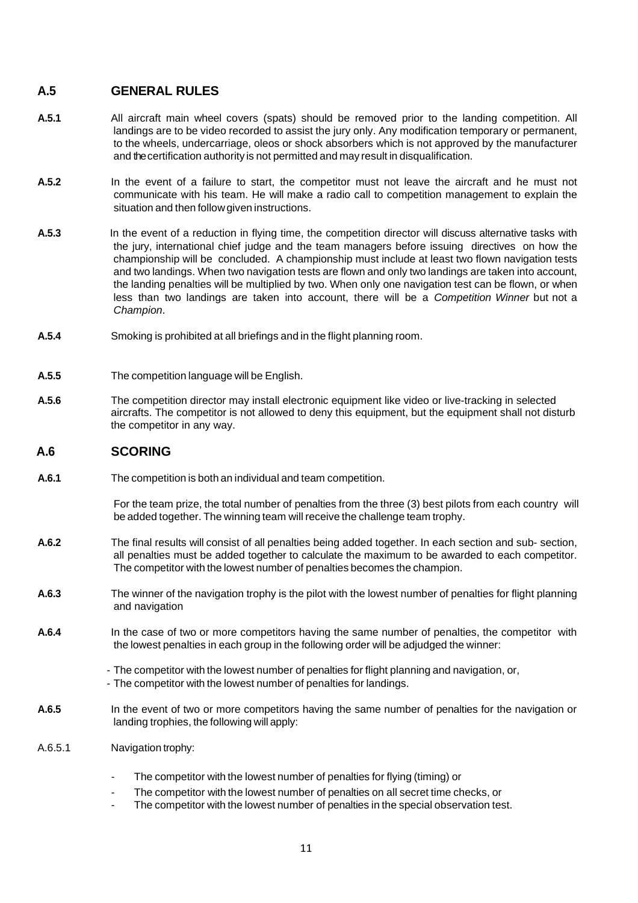## A.5 GENERAL RULES

**A.5.1** All aircraft main wheel covers (spats) should be removed prior to the landing competition. All landings are to be video recorded to assist the jury only. Any modification temporary or permanent, to the wheels, undercarriage, oleos or shock absorbers which is not approved by the manufacturer and the certification authority is not permitted and may result in disqualification.

**A.5.2** In the event of a failure to start, the competitor must not leave the aircraft and he must not communicate with his team. He will make a radio call to competition management to explain the situation and then follow given instructions.

**A.5.3** In the event of a reduction in flying time, the competition director will discuss alternative tasks with the jury, international chief judge and the team managers before issuing directives on how the championship will be concluded. A championship must include at least two flown navigation tests and two landings. When two navigation tests are flown and only two landings are taken into account, the landing penalties will be multiplied by two. When only one navigation test can be flown, or when less than two landings are taken into account, there will be a *Competition Winner* but not a *Champion*.

**A.5.4** Smoking is prohibited at all briefings and in the flight planning room.

**A.5.5** The competition language will be English.

**A.5.6** The competition director may install electronic equipment like video or live-tracking in selected aircrafts. The competitor is not allowed to deny this equipment, but the equipment shall not disturb the competitor in any way.

## A.6 SCORING

**A.6.1** The competition is both an individual and team competition.

For the team prize, the total number of penalties from the three (3) best pilots from each country will be added together. The winning team will receive the challenge team trophy.

**A.6.2** The final results will consist of all penalties being added together. In each section and sub- section, all penalties must be added together to calculate the maximum to be awarded to each competitor. The competitor with the lowest number of penalties becomes the champion.

**A.6.3** The winner of the navigation trophy is the pilot with the lowest number of penalties for flight planning and navigation

**A.6.4** In the case of two or more competitors having the same number of penalties, the competitor with the lowest penalties in each group in the following order will be adjudged the winner:

- The competitor with the lowest number of penalties for flight planning and navigation, or,
- The competitor with the lowest number of penalties for landings.

**A.6.5** In the event of two or more competitors having the same number of penalties for the navigation or landing trophies, the following will apply:

A.6.5.1 Navigation trophy:

- The competitor with the lowest number of penalties for flying (timing) or
- The competitor with the lowest number of penalties on all secret time checks, or
- The competitor with the lowest number of penalties in the special observation test.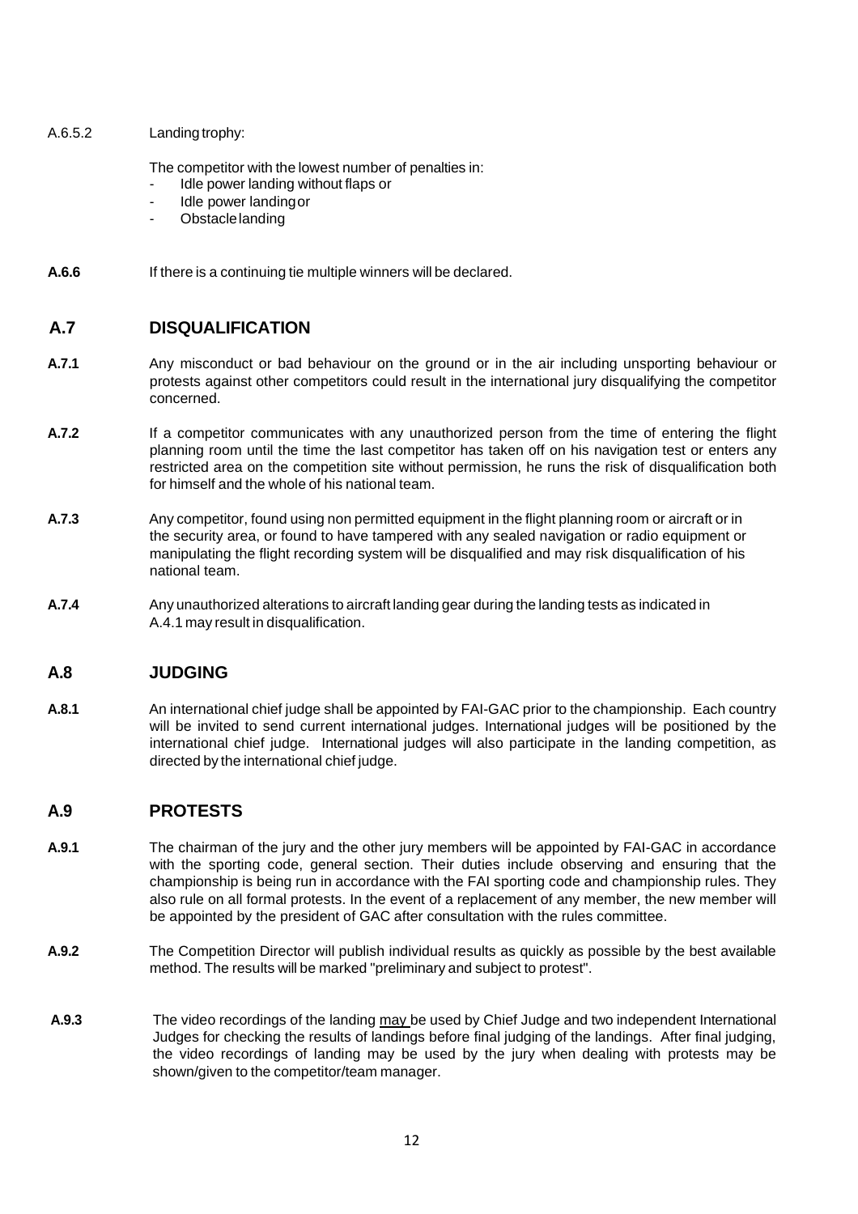A.6.5.2 Landing trophy:

The competitor with the lowest number of penalties in:

- Idle power landing without flaps or
- Idle power landing or
- Obstacle landing

**A.6.6** If there is a continuing tie multiple winners will be declared.

## A.7 DISQUALIFICATION

**A.7.1** Any misconduct or bad behaviour on the ground or in the air including unsporting behaviour or protests against other competitors could result in the international jury disqualifying the competitor concerned.

**A.7.2** If a competitor communicates with any unauthorized person from the time of entering the flight planning room until the time the last competitor has taken off on his navigation test or enters any restricted area on the competition site without permission, he runs the risk of disqualification both for himself and the whole of his national team.

**A.7.3** Any competitor, found using non permitted equipment in the flight planning room or aircraft or in the security area, or found to have tampered with any sealed navigation or radio equipment or manipulating the flight recording system will be disqualified and may risk disqualification of his national team.

**A.7.4** Any unauthorized alterations to aircraft landing gear during the landing tests as indicated in A.4.1 may result in disqualification.

## A.8 JUDGING

**A.8.1** An international chief judge shall be appointed by FAI-GAC prior to the championship. Each country will be invited to send current international judges. International judges will be positioned by the international chief judge. International judges will also participate in the landing competition, as directed by the international chief judge.

## A.9 PROTESTS

**A.9.1** The chairman of the jury and the other jury members will be appointed by FAI-GAC in accordance with the sporting code, general section. Their duties include observing and ensuring that the championship is being run in accordance with the FAI sporting code and championship rules. They also rule on all formal protests. In the event of a replacement of any member, the new member will be appointed by the president of GAC after consultation with the rules committee.

**A.9.2** The Competition Director will publish individual results as quickly as possible by the best available method. The results will be marked "preliminary and subject to protest".

**A.9.3** The video recordings of the landing may be used by Chief Judge and two independent International Judges for checking the results of landings before final judging of the landings. After final judging, the video recordings of landing may be used by the jury when dealing with protests may be shown/given to the competitor/team manager.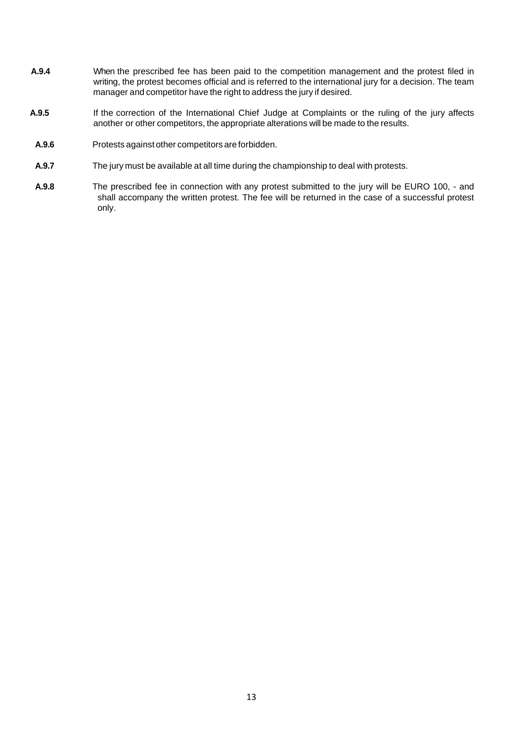**A.9.4** When the prescribed fee has been paid to the competition management and the protest filed in writing, the protest becomes official and is referred to the international jury for a decision. The team manager and competitor have the right to address the jury if desired.

**A.9.5** If the correction of the International Chief Judge at Complaints or the ruling of the jury affects another or other competitors, the appropriate alterations will be made to the results.

**A.9.6** Protests against other competitors are forbidden.

**A.9.7** The jury must be available at all time during the championship to deal with protests.

**A.9.8** The prescribed fee in connection with any protest submitted to the jury will be EURO 100, - and shall accompany the written protest. The fee will be returned in the case of a successful protest only.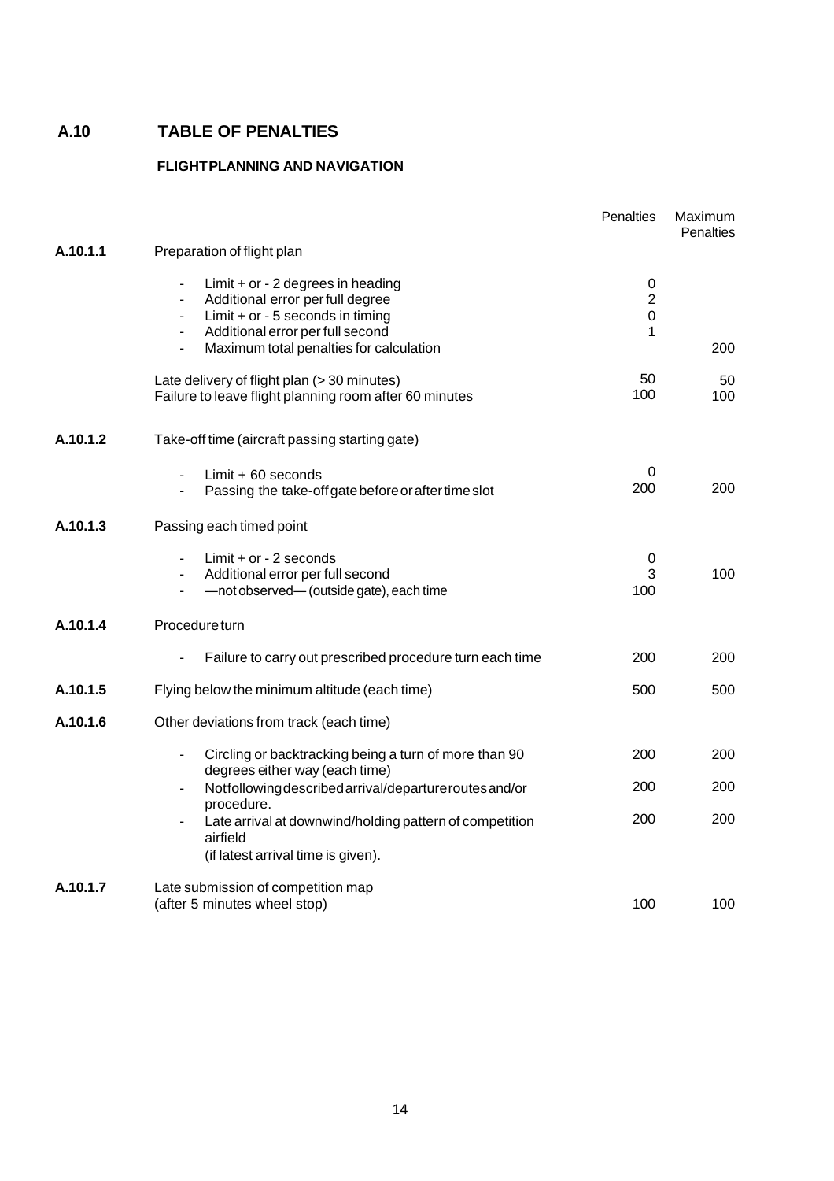## A.10 TABLE OF PENALTIES

### FLIGHTPLANNING AND NAVIGATION

| | | Penalties | Maximum Penalties |
|---|---|---|---|
| **A.10.1.1** | Preparation of flight plan | | |
| | - Limit + or - 2 degrees in heading | 0 | |
| | - Additional error per full degree | 2 | |
| | - Limit + or - 5 seconds in timing | 0 | |
| | - Additional error per full second | 1 | |
| | - Maximum total penalties for calculation | | 200 |
| | Late delivery of flight plan (> 30 minutes) | 50 | 50 |
| | Failure to leave flight planning room after 60 minutes | 100 | 100 |
| **A.10.1.2** | Take-off time (aircraft passing starting gate) | | |
| | - Limit + 60 seconds | 0 | |
| | - Passing the take-off gate before or after time slot | 200 | 200 |
| **A.10.1.3** | Passing each timed point | | |
| | - Limit + or - 2 seconds | 0 | |
| | - Additional error per full second | 3 | 100 |
| | - —not observed— (outside gate), each time | 100 | |
| **A.10.1.4** | Procedure turn | | |
| | - Failure to carry out prescribed procedure turn each time | 200 | 200 |
| **A.10.1.5** | Flying below the minimum altitude (each time) | 500 | 500 |
| **A.10.1.6** | Other deviations from track (each time) | | |
| | - Circling or backtracking being a turn of more than 90 degrees either way (each time) | 200 | 200 |
| | - Not following described arrival/departure routes and/or procedure. | 200 | 200 |
| | - Late arrival at downwind/holding pattern of competition airfield (if latest arrival time is given). | 200 | 200 |
| **A.10.1.7** | Late submission of competition map (after 5 minutes wheel stop) | 100 | 100 |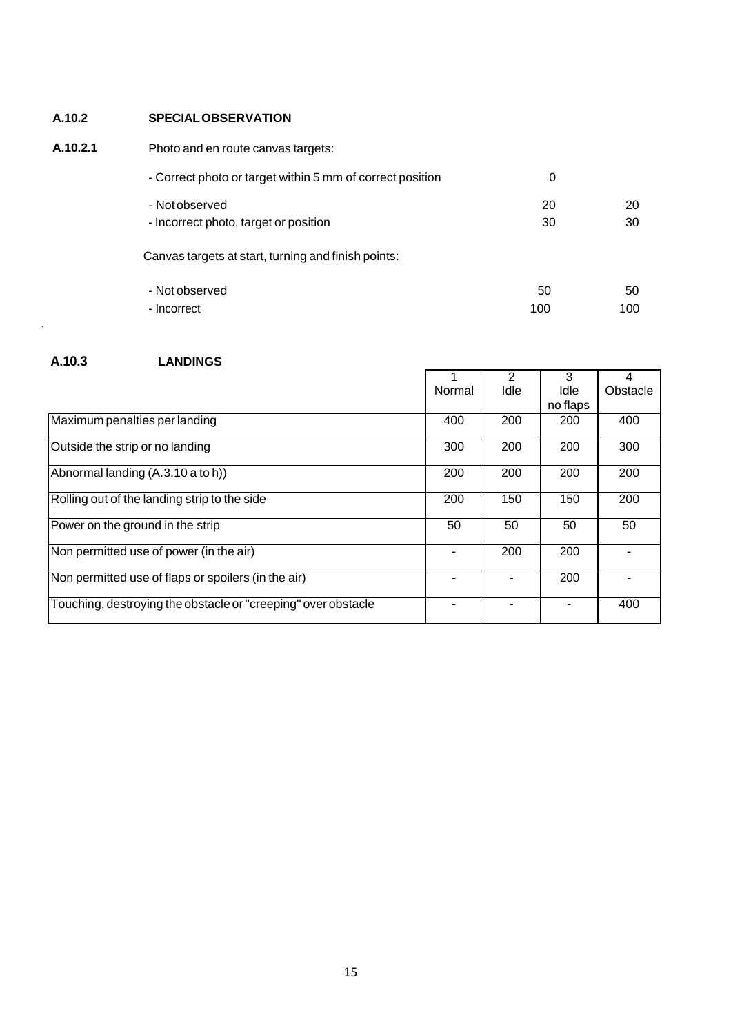### A.10.2 SPECIAL OBSERVATION

**A.10.2.1** Photo and en route canvas targets:

| | | |
|---|---|---|
| - Correct photo or target within 5 mm of correct position | 0 | |
| - Not observed | 20 | 20 |
| - Incorrect photo, target or position | 30 | 30 |

Canvas targets at start, turning and finish points:

| | | |
|---|---|---|
| - Not observed | 50 | 50 |
| - Incorrect | 100 | 100 |

`

### A.10.3 LANDINGS

| | 1 Normal | 2 Idle | 3 Idle no flaps | 4 Obstacle |
|---|---|---|---|---|
| Maximum penalties per landing | 400 | 200 | 200 | 400 |
| Outside the strip or no landing | 300 | 200 | 200 | 300 |
| Abnormal landing (A.3.10 a to h)) | 200 | 200 | 200 | 200 |
| Rolling out of the landing strip to the side | 200 | 150 | 150 | 200 |
| Power on the ground in the strip | 50 | 50 | 50 | 50 |
| Non permitted use of power (in the air) | - | 200 | 200 | - |
| Non permitted use of flaps or spoilers (in the air) | - | - | 200 | - |
| Touching, destroying the obstacle or "creeping" over obstacle | - | - | - | 400 |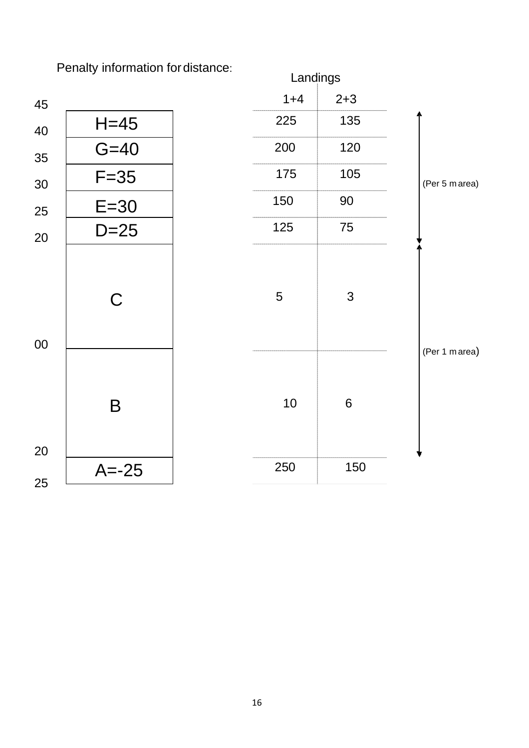Penalty information for distance:

| Distance | Area | Landings 1+4 | Landings 2+3 | |
|---|---|---|---|---|
| 45–40 | H=45 | 225 | 135 | (Per 5 m area) |
| 40–35 | G=40 | 200 | 120 | |
| 35–30 | F=35 | 175 | 105 | |
| 30–25 | E=30 | 150 | 90 | |
| 25–20 | D=25 | 125 | 75 | |
| 20–00 | C | 5 | 3 | (Per 1 m area) |
| 00–20 | B | 10 | 6 | |
| 20–25 | A=-25 | 250 | 150 | |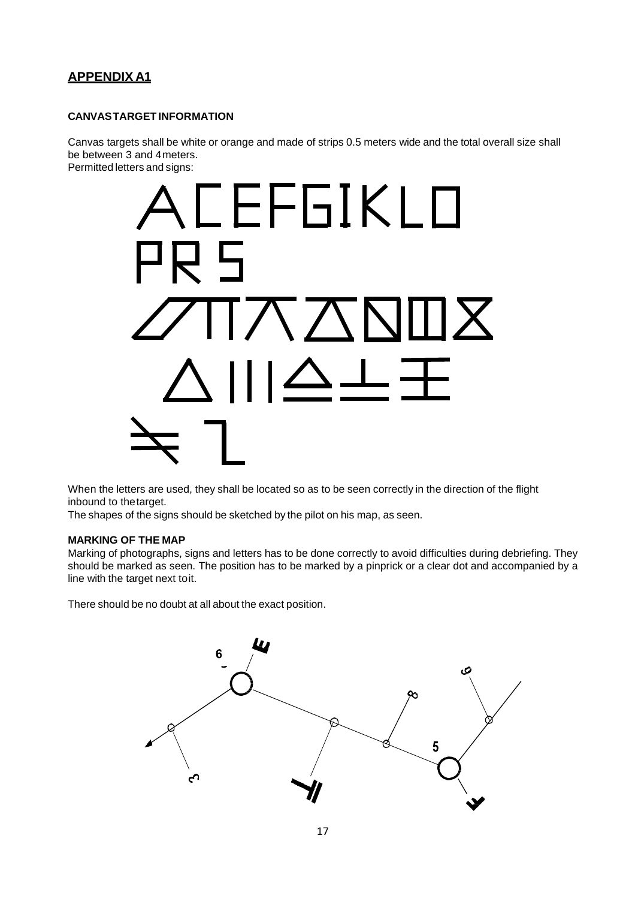## APPENDIX A1

### CANVAS TARGET INFORMATION

Canvas targets shall be white or orange and made of strips 0.5 meters wide and the total overall size shall be between 3 and 4 meters.
Permitted letters and signs:

ACEFGIKLO
PRS

When the letters are used, they shall be located so as to be seen correctly in the direction of the flight inbound to the target.
The shapes of the signs should be sketched by the pilot on his map, as seen.

### MARKING OF THE MAP

Marking of photographs, signs and letters has to be done correctly to avoid difficulties during debriefing. They should be marked as seen. The position has to be marked by a pinprick or a clear dot and accompanied by a line with the target next to it.

There should be no doubt at all about the exact position.

6

5

3

8

9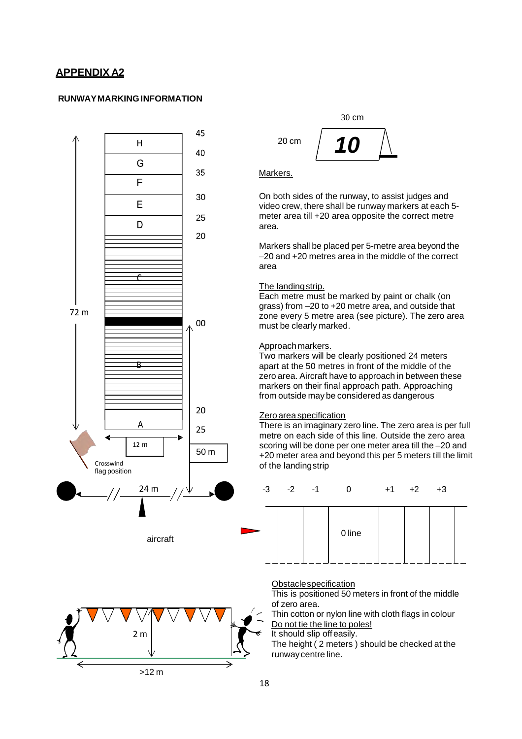## APPENDIX A2

### RUNWAY MARKING INFORMATION

45
40
35
30
25
20
00
20
25

H
G
F
E
D
C
B
A

72 m
12 m
50 m
Crosswind flag position
24 m
aircraft

30 cm
20 cm
10

Markers.

On both sides of the runway, to assist judges and video crew, there shall be runway markers at each 5-meter area till +20 area opposite the correct metre area.

Markers shall be placed per 5-metre area beyond the –20 and +20 metres area in the middle of the correct area

The landing strip.
Each metre must be marked by paint or chalk (on grass) from –20 to +20 metre area, and outside that zone every 5 metre area (see picture). The zero area must be clearly marked.

Approach markers.
Two markers will be clearly positioned 24 meters apart at the 50 metres in front of the middle of the zero area. Aircraft have to approach in between these markers on their final approach path. Approaching from outside may be considered as dangerous

Zero area specification
There is an imaginary zero line. The zero area is per full metre on each side of this line. Outside the zero area scoring will be done per one meter area till the –20 and +20 meter area and beyond this per 5 meters till the limit of the landing strip

-3 -2 -1 0 +1 +2 +3

0 line

2 m
>12 m

Obstacle specification
This is positioned 50 meters in front of the middle of zero area.
Thin cotton or nylon line with cloth flags in colour
Do not tie the line to poles!
It should slip off easily.
The height ( 2 meters ) should be checked at the runway centre line.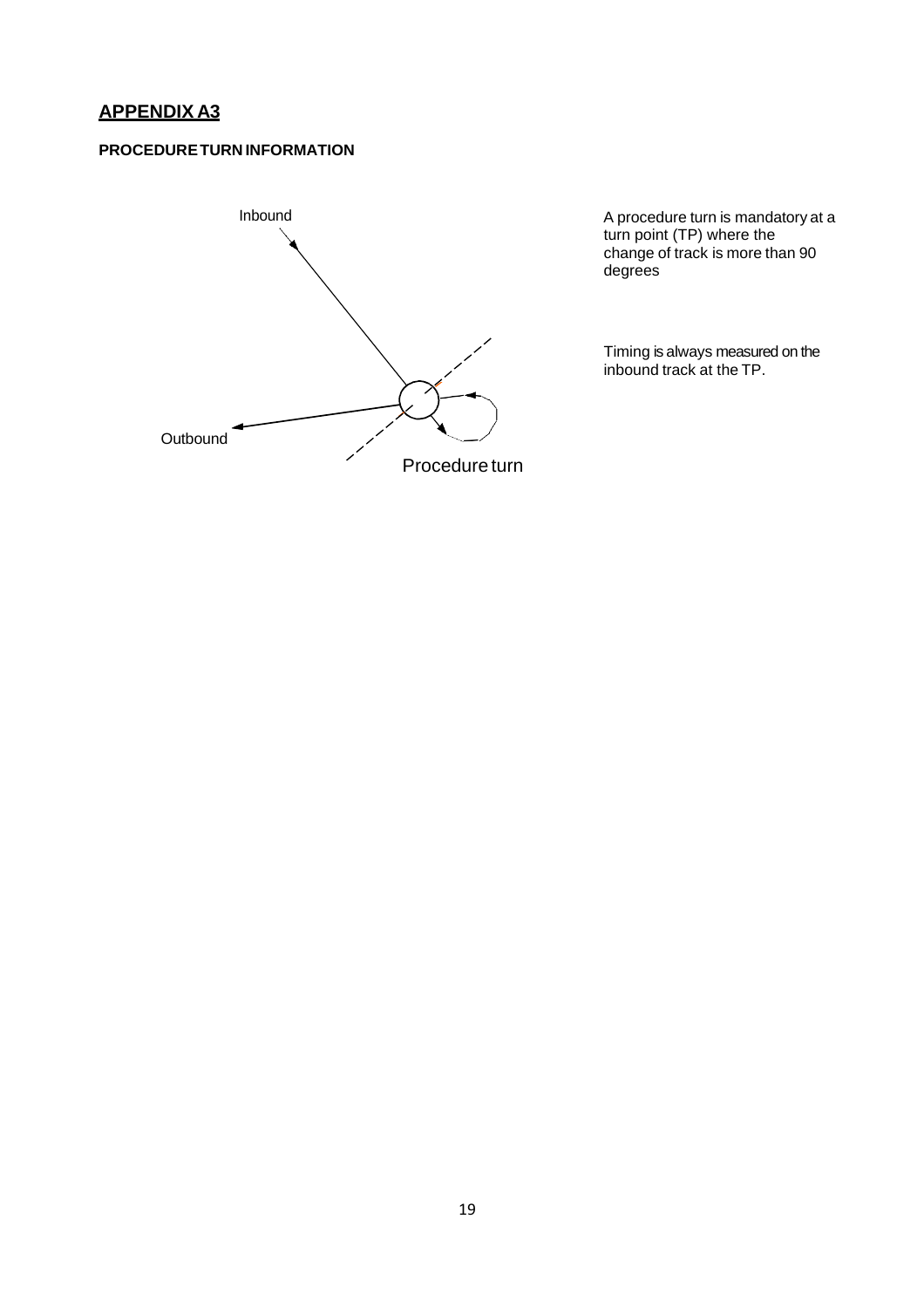## APPENDIX A3

### PROCEDURE TURN INFORMATION

Inbound

Outbound

Procedure turn

A procedure turn is mandatory at a turn point (TP) where the change of track is more than 90 degrees

Timing is always measured on the inbound track at the TP.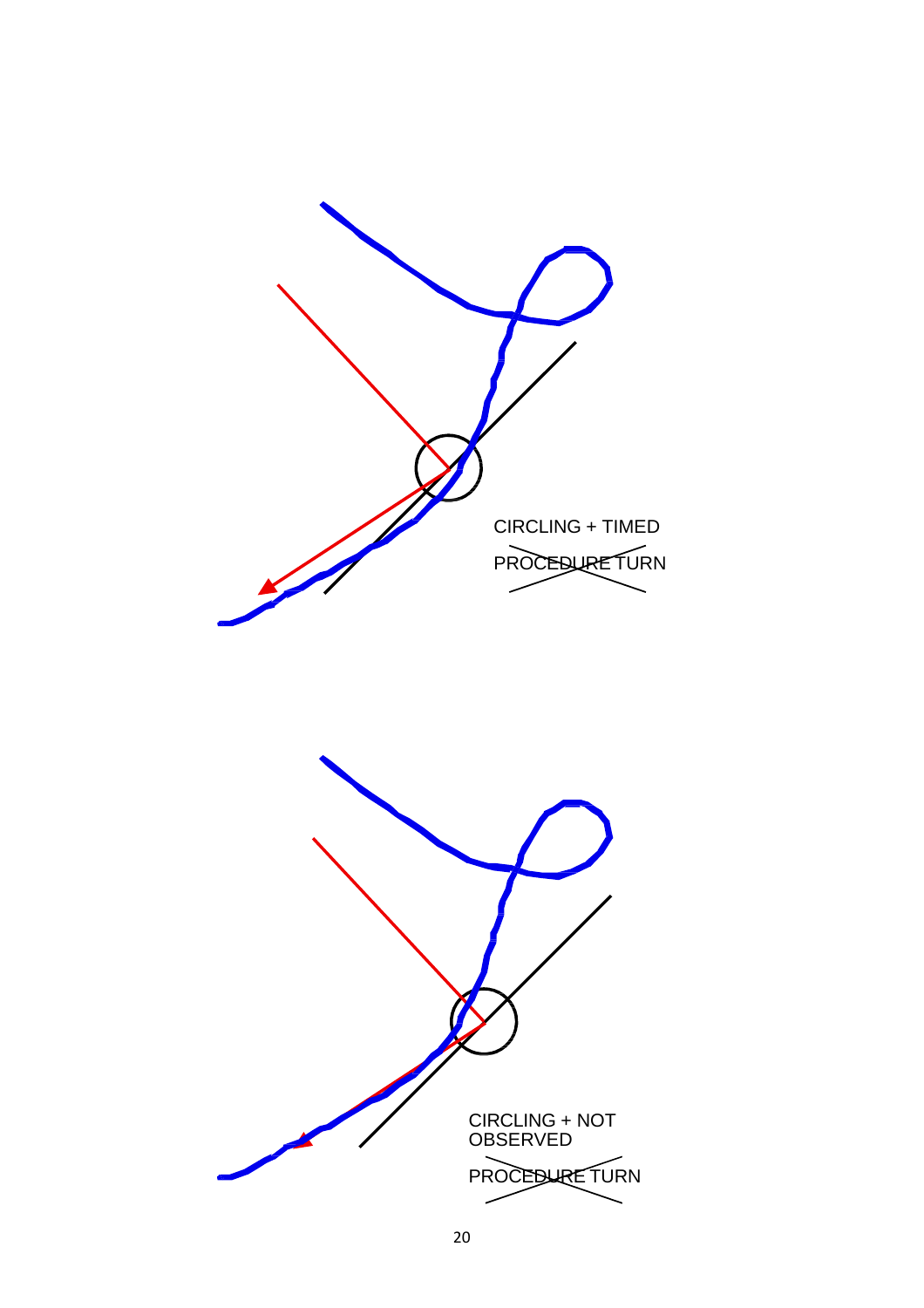CIRCLING + TIMED

~~PROCEDURE TURN~~

CIRCLING + NOT OBSERVED

~~PROCEDURE TURN~~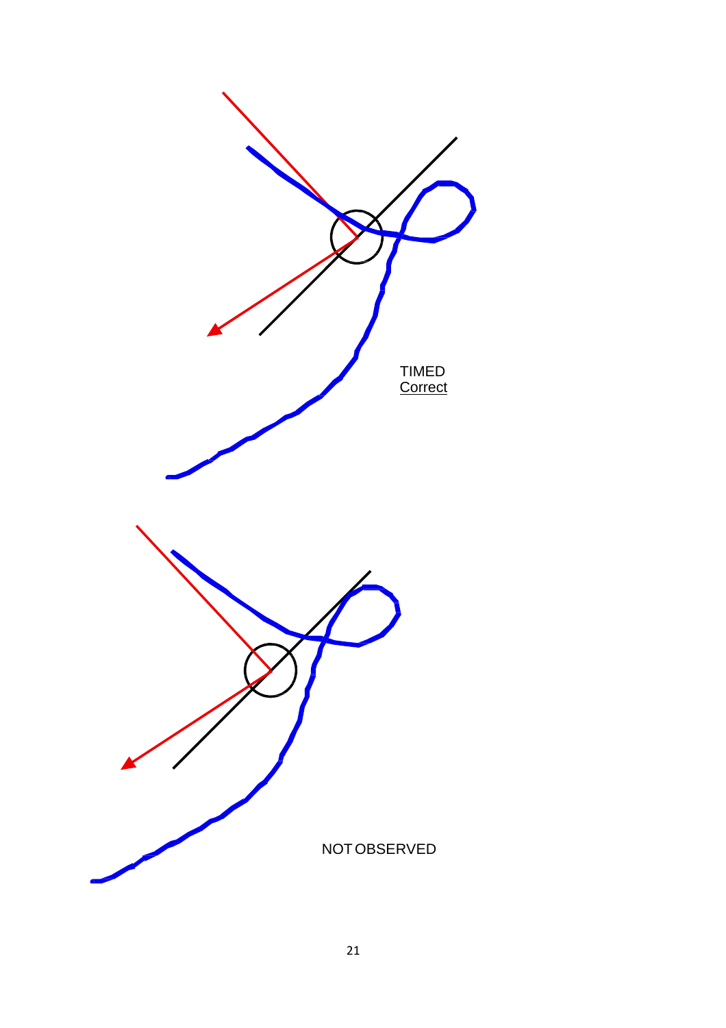TIMED
<u>Correct</u>

NOT OBSERVED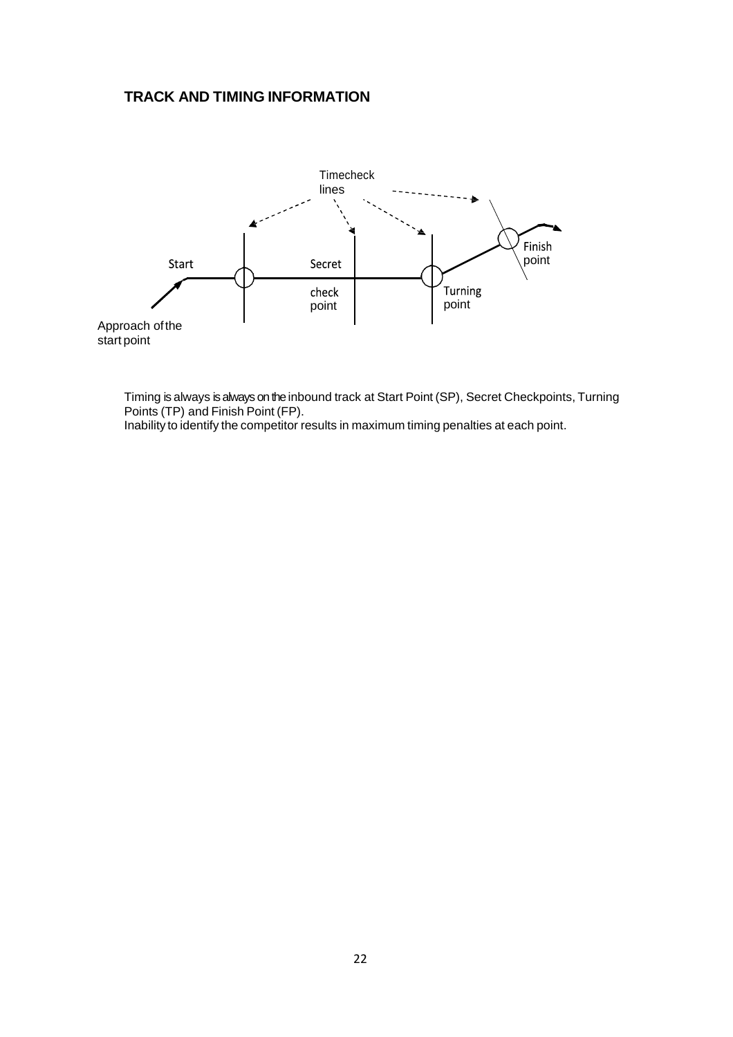## TRACK AND TIMING INFORMATION

Timecheck lines

Start

Secret check point

Turning point

Finish point

Approach of the start point

Timing is always is always on the inbound track at Start Point (SP), Secret Checkpoints, Turning Points (TP) and Finish Point (FP).
Inability to identify the competitor results in maximum timing penalties at each point.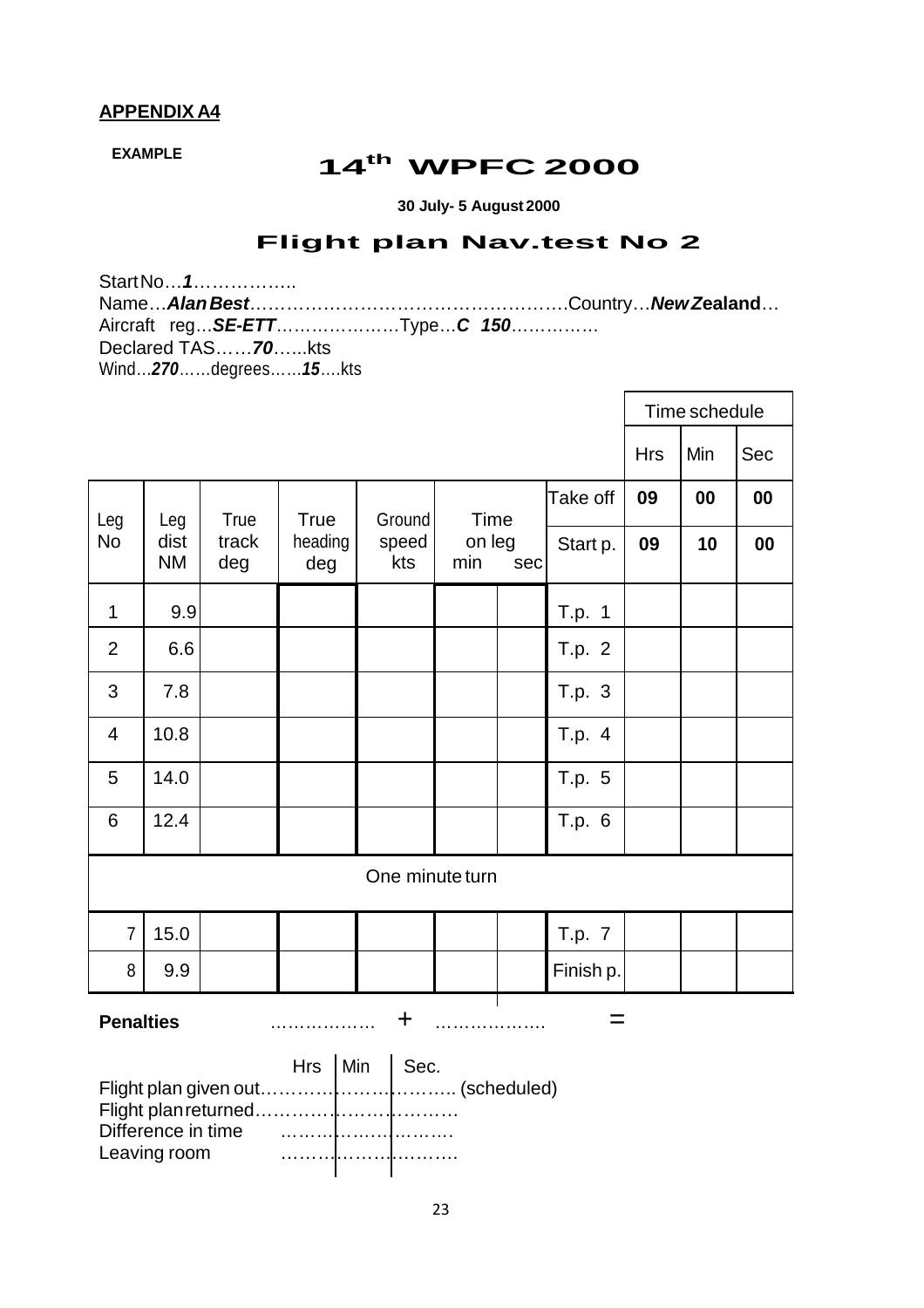**APPENDIX A4**

**EXAMPLE**

# 14th WPFC 2000

**30 July- 5 August 2000**

## Flight plan Nav.test No 2

Start No…***1***……………..
Name…***Alan Best***…………………………………………….Country…***New Z*ealand**…
Aircraft reg…***SE-ETT***…………………Type…***C 150***……………
Declared TAS……***70***…...kts
Wind…***270***……degrees……***15***….kts

| Leg No | Leg dist NM | True track deg | True heading deg | Ground speed kts | Time on leg min | sec | | Time schedule Hrs | Min | Sec |
|---|---|---|---|---|---|---|---|---|---|---|
| | | | | | | | Take off | **09** | **00** | **00** |
| | | | | | | | Start p. | **09** | **10** | **00** |
| 1 | 9.9 | | | | | | T.p. 1 | | | |
| 2 | 6.6 | | | | | | T.p. 2 | | | |
| 3 | 7.8 | | | | | | T.p. 3 | | | |
| 4 | 10.8 | | | | | | T.p. 4 | | | |
| 5 | 14.0 | | | | | | T.p. 5 | | | |
| 6 | 12.4 | | | | | | T.p. 6 | | | |
| One minute turn | | | | | | | | | | |
| 7 | 15.0 | | | | | | T.p. 7 | | | |
| 8 | 9.9 | | | | | | Finish p. | | | |

**Penalties** ……………… + ………………. =

| | Hrs | Min | Sec. |
|---|---|---|---|
| Flight plan given out | | | (scheduled) |
| Flight plan returned | | | |
| Difference in time | | | |
| Leaving room | | | |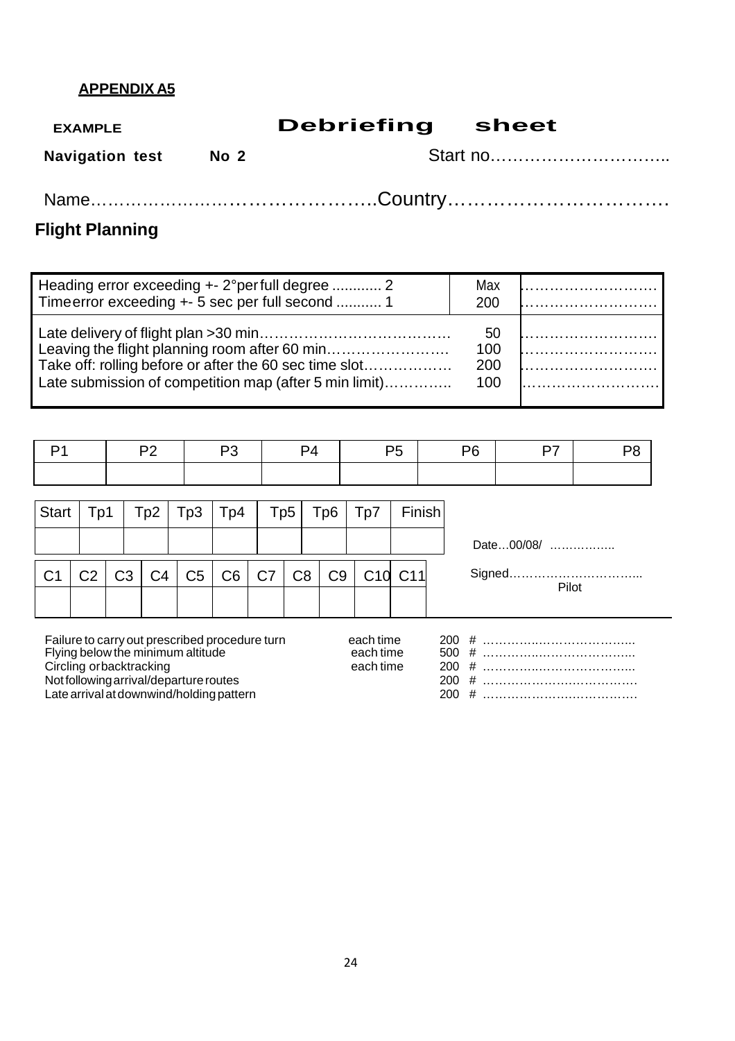**APPENDIX A5**

**EXAMPLE** **Debriefing sheet**

**Navigation test No 2** Start no…………………………..

Name………………………………………..Country……………………………….

## Flight Planning

| | | |
|---|---|---|
| Heading error exceeding +- 2° per full degree ............ 2<br>Time error exceeding +- 5 sec per full second ........... 1 | Max<br>200 | ……………………….<br>………………………. |
| Late delivery of flight plan >30 min………………………………….<br>Leaving the flight planning room after 60 min…………………….<br>Take off: rolling before or after the 60 sec time slot………………<br>Late submission of competition map (after 5 min limit)………….. | 50<br>100<br>200<br>100 | ……………………….<br>……………………….<br>……………………….<br>………………………. |

| P1 | P2 | P3 | P4 | P5 | P6 | P7 | P8 |
|---|---|---|---|---|---|---|---|
| | | | | | | | |

| Start | Tp1 | Tp2 | Tp3 | Tp4 | Tp5 | Tp6 | Tp7 | Finish |
|---|---|---|---|---|---|---|---|---|
| | | | | | | | | |

Date…00/08/ ……………..

| C1 | C2 | C3 | C4 | C5 | C6 | C7 | C8 | C9 | C10 | C11 |
|---|---|---|---|---|---|---|---|---|---|---|
| | | | | | | | | | | |

Signed…………………………….
Pilot

| | | | |
|---|---|---|---|
| Failure to carry out prescribed procedure turn | each time | 200 # | ……………..……………….. |
| Flying below the minimum altitude | each time | 500 # | ……………..……………….. |
| Circling or backtracking | each time | 200 # | ……………..……………….. |
| Not following arrival/departure routes | | 200 # | ……………..………………. |
| Late arrival at downwind/holding pattern | | 200 # | ……………..………………. |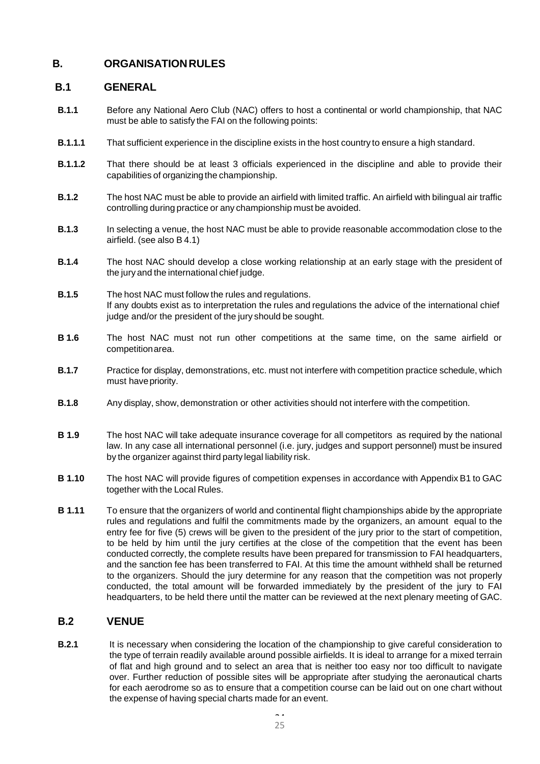## B. ORGANISATION RULES

### B.1 GENERAL

**B.1.1** Before any National Aero Club (NAC) offers to host a continental or world championship, that NAC must be able to satisfy the FAI on the following points:

**B.1.1.1** That sufficient experience in the discipline exists in the host country to ensure a high standard.

**B.1.1.2** That there should be at least 3 officials experienced in the discipline and able to provide their capabilities of organizing the championship.

**B.1.2** The host NAC must be able to provide an airfield with limited traffic. An airfield with bilingual air traffic controlling during practice or any championship must be avoided.

**B.1.3** In selecting a venue, the host NAC must be able to provide reasonable accommodation close to the airfield. (see also B 4.1)

**B.1.4** The host NAC should develop a close working relationship at an early stage with the president of the jury and the international chief judge.

**B.1.5** The host NAC must follow the rules and regulations.
If any doubts exist as to interpretation the rules and regulations the advice of the international chief judge and/or the president of the jury should be sought.

**B 1.6** The host NAC must not run other competitions at the same time, on the same airfield or competition area.

**B.1.7** Practice for display, demonstrations, etc. must not interfere with competition practice schedule, which must have priority.

**B.1.8** Any display, show, demonstration or other activities should not interfere with the competition.

**B 1.9** The host NAC will take adequate insurance coverage for all competitors as required by the national law. In any case all international personnel (i.e. jury, judges and support personnel) must be insured by the organizer against third party legal liability risk.

**B 1.10** The host NAC will provide figures of competition expenses in accordance with Appendix B1 to GAC together with the Local Rules.

**B 1.11** To ensure that the organizers of world and continental flight championships abide by the appropriate rules and regulations and fulfil the commitments made by the organizers, an amount equal to the entry fee for five (5) crews will be given to the president of the jury prior to the start of competition, to be held by him until the jury certifies at the close of the competition that the event has been conducted correctly, the complete results have been prepared for transmission to FAI headquarters, and the sanction fee has been transferred to FAI. At this time the amount withheld shall be returned to the organizers. Should the jury determine for any reason that the competition was not properly conducted, the total amount will be forwarded immediately by the president of the jury to FAI headquarters, to be held there until the matter can be reviewed at the next plenary meeting of GAC.

### B.2 VENUE

**B.2.1** It is necessary when considering the location of the championship to give careful consideration to the type of terrain readily available around possible airfields. It is ideal to arrange for a mixed terrain of flat and high ground and to select an area that is neither too easy nor too difficult to navigate over. Further reduction of possible sites will be appropriate after studying the aeronautical charts for each aerodrome so as to ensure that a competition course can be laid out on one chart without the expense of having special charts made for an event.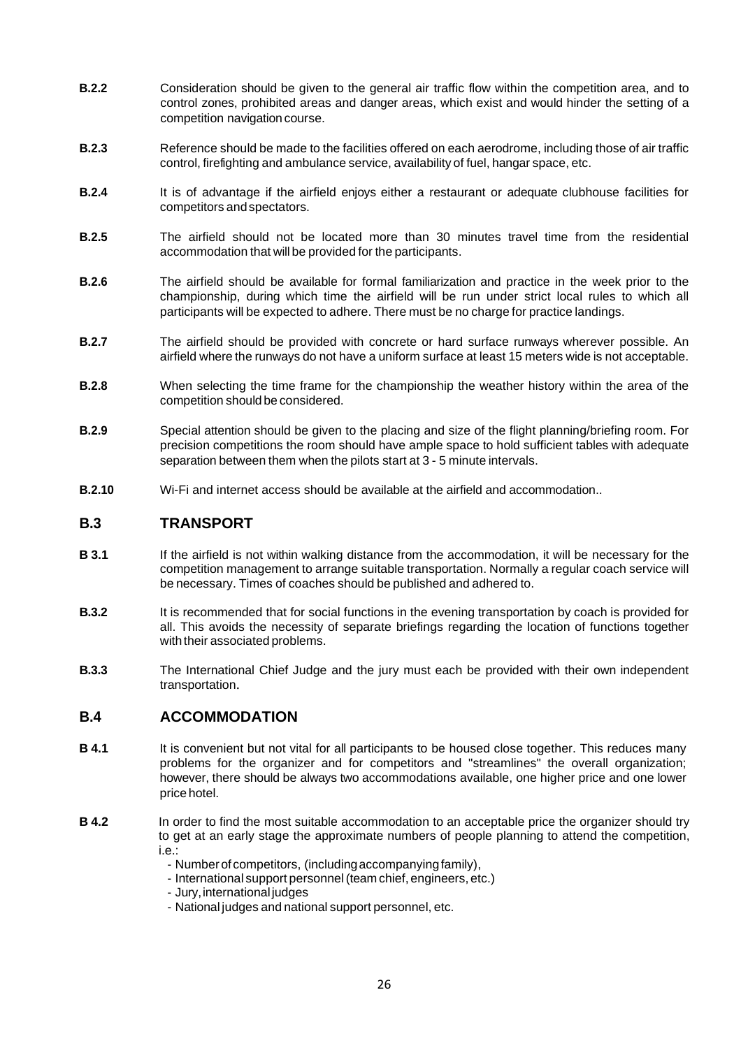**B.2.2** Consideration should be given to the general air traffic flow within the competition area, and to control zones, prohibited areas and danger areas, which exist and would hinder the setting of a competition navigation course.

**B.2.3** Reference should be made to the facilities offered on each aerodrome, including those of air traffic control, firefighting and ambulance service, availability of fuel, hangar space, etc.

**B.2.4** It is of advantage if the airfield enjoys either a restaurant or adequate clubhouse facilities for competitors and spectators.

**B.2.5** The airfield should not be located more than 30 minutes travel time from the residential accommodation that will be provided for the participants.

**B.2.6** The airfield should be available for formal familiarization and practice in the week prior to the championship, during which time the airfield will be run under strict local rules to which all participants will be expected to adhere. There must be no charge for practice landings.

**B.2.7** The airfield should be provided with concrete or hard surface runways wherever possible. An airfield where the runways do not have a uniform surface at least 15 meters wide is not acceptable.

**B.2.8** When selecting the time frame for the championship the weather history within the area of the competition should be considered.

**B.2.9** Special attention should be given to the placing and size of the flight planning/briefing room. For precision competitions the room should have ample space to hold sufficient tables with adequate separation between them when the pilots start at 3 - 5 minute intervals.

**B.2.10** Wi-Fi and internet access should be available at the airfield and accommodation..

## B.3 TRANSPORT

**B 3.1** If the airfield is not within walking distance from the accommodation, it will be necessary for the competition management to arrange suitable transportation. Normally a regular coach service will be necessary. Times of coaches should be published and adhered to.

**B.3.2** It is recommended that for social functions in the evening transportation by coach is provided for all. This avoids the necessity of separate briefings regarding the location of functions together with their associated problems.

**B.3.3** The International Chief Judge and the jury must each be provided with their own independent transportation.

## B.4 ACCOMMODATION

**B 4.1** It is convenient but not vital for all participants to be housed close together. This reduces many problems for the organizer and for competitors and "streamlines" the overall organization; however, there should be always two accommodations available, one higher price and one lower price hotel.

**B 4.2** In order to find the most suitable accommodation to an acceptable price the organizer should try to get at an early stage the approximate numbers of people planning to attend the competition, i.e.:

- Number of competitors, (including accompanying family),
- International support personnel (team chief, engineers, etc.)
- Jury, international judges
- National judges and national support personnel, etc.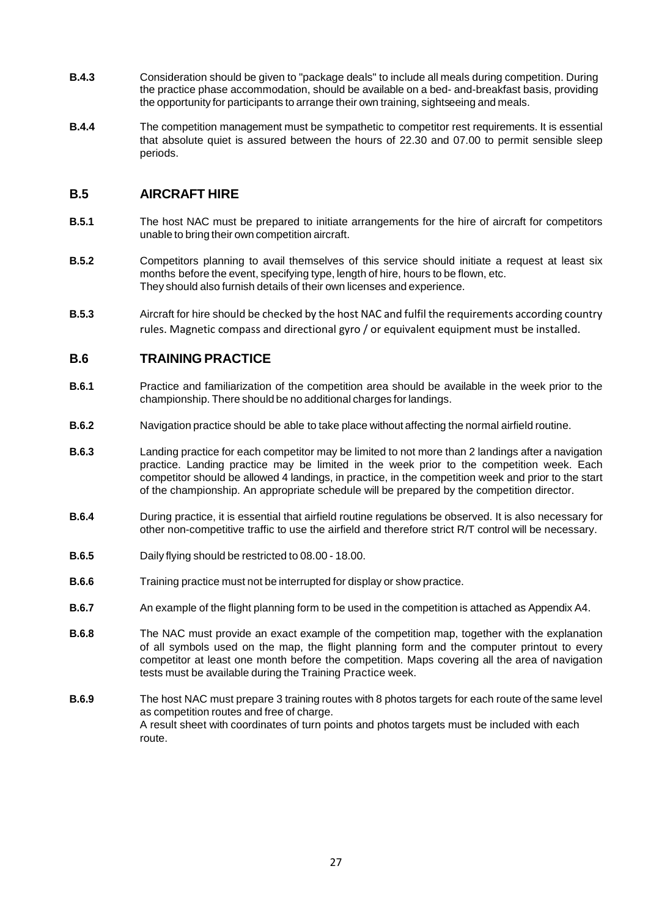**B.4.3** Consideration should be given to "package deals" to include all meals during competition. During the practice phase accommodation, should be available on a bed- and-breakfast basis, providing the opportunity for participants to arrange their own training, sightseeing and meals.

**B.4.4** The competition management must be sympathetic to competitor rest requirements. It is essential that absolute quiet is assured between the hours of 22.30 and 07.00 to permit sensible sleep periods.

## B.5 AIRCRAFT HIRE

**B.5.1** The host NAC must be prepared to initiate arrangements for the hire of aircraft for competitors unable to bring their own competition aircraft.

**B.5.2** Competitors planning to avail themselves of this service should initiate a request at least six months before the event, specifying type, length of hire, hours to be flown, etc. They should also furnish details of their own licenses and experience.

**B.5.3** Aircraft for hire should be checked by the host NAC and fulfil the requirements according country rules. Magnetic compass and directional gyro / or equivalent equipment must be installed.

## B.6 TRAINING PRACTICE

**B.6.1** Practice and familiarization of the competition area should be available in the week prior to the championship. There should be no additional charges for landings.

**B.6.2** Navigation practice should be able to take place without affecting the normal airfield routine.

**B.6.3** Landing practice for each competitor may be limited to not more than 2 landings after a navigation practice. Landing practice may be limited in the week prior to the competition week. Each competitor should be allowed 4 landings, in practice, in the competition week and prior to the start of the championship. An appropriate schedule will be prepared by the competition director.

**B.6.4** During practice, it is essential that airfield routine regulations be observed. It is also necessary for other non-competitive traffic to use the airfield and therefore strict R/T control will be necessary.

**B.6.5** Daily flying should be restricted to 08.00 - 18.00.

**B.6.6** Training practice must not be interrupted for display or show practice.

**B.6.7** An example of the flight planning form to be used in the competition is attached as Appendix A4.

**B.6.8** The NAC must provide an exact example of the competition map, together with the explanation of all symbols used on the map, the flight planning form and the computer printout to every competitor at least one month before the competition. Maps covering all the area of navigation tests must be available during the Training Practice week.

**B.6.9** The host NAC must prepare 3 training routes with 8 photos targets for each route of the same level as competition routes and free of charge.
A result sheet with coordinates of turn points and photos targets must be included with each route.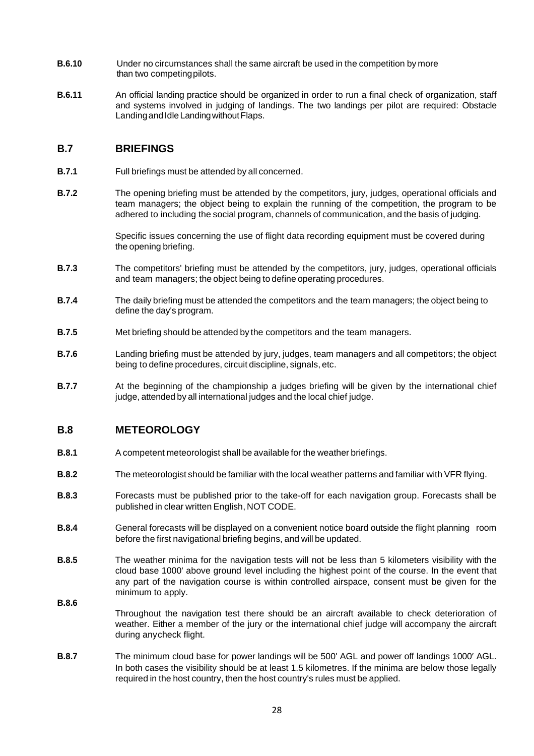**B.6.10** Under no circumstances shall the same aircraft be used in the competition by more than two competing pilots.

**B.6.11** An official landing practice should be organized in order to run a final check of organization, staff and systems involved in judging of landings. The two landings per pilot are required: Obstacle Landing and Idle Landing without Flaps.

## B.7 BRIEFINGS

**B.7.1** Full briefings must be attended by all concerned.

**B.7.2** The opening briefing must be attended by the competitors, jury, judges, operational officials and team managers; the object being to explain the running of the competition, the program to be adhered to including the social program, channels of communication, and the basis of judging.

Specific issues concerning the use of flight data recording equipment must be covered during the opening briefing.

**B.7.3** The competitors' briefing must be attended by the competitors, jury, judges, operational officials and team managers; the object being to define operating procedures.

**B.7.4** The daily briefing must be attended the competitors and the team managers; the object being to define the day's program.

**B.7.5** Met briefing should be attended by the competitors and the team managers.

**B.7.6** Landing briefing must be attended by jury, judges, team managers and all competitors; the object being to define procedures, circuit discipline, signals, etc.

**B.7.7** At the beginning of the championship a judges briefing will be given by the international chief judge, attended by all international judges and the local chief judge.

## B.8 METEOROLOGY

**B.8.1** A competent meteorologist shall be available for the weather briefings.

**B.8.2** The meteorologist should be familiar with the local weather patterns and familiar with VFR flying.

**B.8.3** Forecasts must be published prior to the take-off for each navigation group. Forecasts shall be published in clear written English, NOT CODE.

**B.8.4** General forecasts will be displayed on a convenient notice board outside the flight planning room before the first navigational briefing begins, and will be updated.

**B.8.5** The weather minima for the navigation tests will not be less than 5 kilometers visibility with the cloud base 1000' above ground level including the highest point of the course. In the event that any part of the navigation course is within controlled airspace, consent must be given for the minimum to apply.

**B.8.6** Throughout the navigation test there should be an aircraft available to check deterioration of weather. Either a member of the jury or the international chief judge will accompany the aircraft during any check flight.

**B.8.7** The minimum cloud base for power landings will be 500' AGL and power off landings 1000′ AGL. In both cases the visibility should be at least 1.5 kilometres. If the minima are below those legally required in the host country, then the host country's rules must be applied.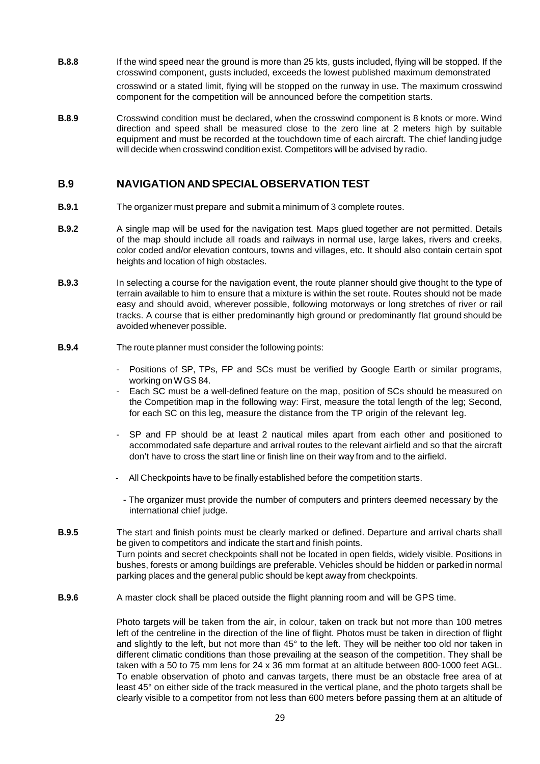**B.8.8** If the wind speed near the ground is more than 25 kts, gusts included, flying will be stopped. If the crosswind component, gusts included, exceeds the lowest published maximum demonstrated crosswind or a stated limit, flying will be stopped on the runway in use. The maximum crosswind component for the competition will be announced before the competition starts.

**B.8.9** Crosswind condition must be declared, when the crosswind component is 8 knots or more. Wind direction and speed shall be measured close to the zero line at 2 meters high by suitable equipment and must be recorded at the touchdown time of each aircraft. The chief landing judge will decide when crosswind condition exist. Competitors will be advised by radio.

## B.9 NAVIGATION AND SPECIAL OBSERVATION TEST

**B.9.1** The organizer must prepare and submit a minimum of 3 complete routes.

**B.9.2** A single map will be used for the navigation test. Maps glued together are not permitted. Details of the map should include all roads and railways in normal use, large lakes, rivers and creeks, color coded and/or elevation contours, towns and villages, etc. It should also contain certain spot heights and location of high obstacles.

**B.9.3** In selecting a course for the navigation event, the route planner should give thought to the type of terrain available to him to ensure that a mixture is within the set route. Routes should not be made easy and should avoid, wherever possible, following motorways or long stretches of river or rail tracks. A course that is either predominantly high ground or predominantly flat ground should be avoided whenever possible.

**B.9.4** The route planner must consider the following points:

- Positions of SP, TPs, FP and SCs must be verified by Google Earth or similar programs, working on WGS 84.
- Each SC must be a well-defined feature on the map, position of SCs should be measured on the Competition map in the following way: First, measure the total length of the leg; Second, for each SC on this leg, measure the distance from the TP origin of the relevant leg.
- SP and FP should be at least 2 nautical miles apart from each other and positioned to accommodated safe departure and arrival routes to the relevant airfield and so that the aircraft don't have to cross the start line or finish line on their way from and to the airfield.
- All Checkpoints have to be finally established before the competition starts.
- The organizer must provide the number of computers and printers deemed necessary by the international chief judge.

**B.9.5** The start and finish points must be clearly marked or defined. Departure and arrival charts shall be given to competitors and indicate the start and finish points.
Turn points and secret checkpoints shall not be located in open fields, widely visible. Positions in bushes, forests or among buildings are preferable. Vehicles should be hidden or parked in normal parking places and the general public should be kept away from checkpoints.

**B.9.6** A master clock shall be placed outside the flight planning room and will be GPS time.

Photo targets will be taken from the air, in colour, taken on track but not more than 100 metres left of the centreline in the direction of the line of flight. Photos must be taken in direction of flight and slightly to the left, but not more than 45° to the left. They will be neither too old nor taken in different climatic conditions than those prevailing at the season of the competition. They shall be taken with a 50 to 75 mm lens for 24 x 36 mm format at an altitude between 800-1000 feet AGL. To enable observation of photo and canvas targets, there must be an obstacle free area of at least 45° on either side of the track measured in the vertical plane, and the photo targets shall be clearly visible to a competitor from not less than 600 meters before passing them at an altitude of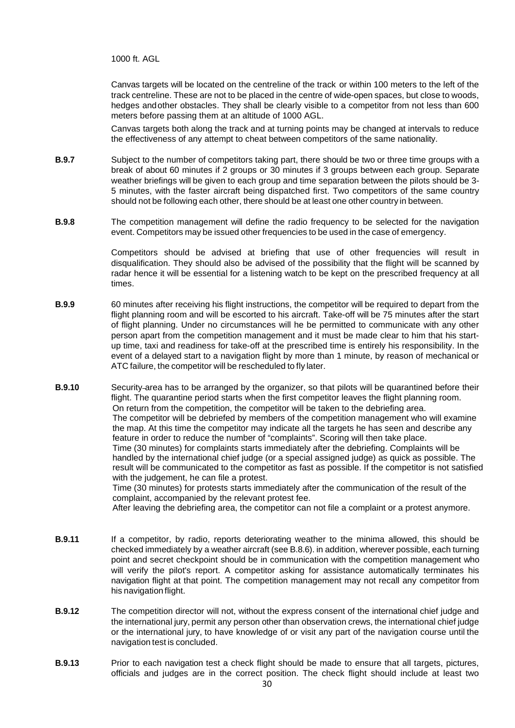1000 ft. AGL

Canvas targets will be located on the centreline of the track or within 100 meters to the left of the track centreline. These are not to be placed in the centre of wide-open spaces, but close to woods, hedges andother obstacles. They shall be clearly visible to a competitor from not less than 600 meters before passing them at an altitude of 1000 AGL.

Canvas targets both along the track and at turning points may be changed at intervals to reduce the effectiveness of any attempt to cheat between competitors of the same nationality.

**B.9.7** Subject to the number of competitors taking part, there should be two or three time groups with a break of about 60 minutes if 2 groups or 30 minutes if 3 groups between each group. Separate weather briefings will be given to each group and time separation between the pilots should be 3-5 minutes, with the faster aircraft being dispatched first. Two competitors of the same country should not be following each other, there should be at least one other country in between.

**B.9.8** The competition management will define the radio frequency to be selected for the navigation event. Competitors may be issued other frequencies to be used in the case of emergency.

Competitors should be advised at briefing that use of other frequencies will result in disqualification. They should also be advised of the possibility that the flight will be scanned by radar hence it will be essential for a listening watch to be kept on the prescribed frequency at all times.

**B.9.9** 60 minutes after receiving his flight instructions, the competitor will be required to depart from the flight planning room and will be escorted to his aircraft. Take-off will be 75 minutes after the start of flight planning. Under no circumstances will he be permitted to communicate with any other person apart from the competition management and it must be made clear to him that his start-up time, taxi and readiness for take-off at the prescribed time is entirely his responsibility. In the event of a delayed start to a navigation flight by more than 1 minute, by reason of mechanical or ATC failure, the competitor will be rescheduled to fly later.

**B.9.10** Security area has to be arranged by the organizer, so that pilots will be quarantined before their flight. The quarantine period starts when the first competitor leaves the flight planning room.
On return from the competition, the competitor will be taken to the debriefing area.
The competitor will be debriefed by members of the competition management who will examine the map. At this time the competitor may indicate all the targets he has seen and describe any feature in order to reduce the number of "complaints". Scoring will then take place.
Time (30 minutes) for complaints starts immediately after the debriefing. Complaints will be handled by the international chief judge (or a special assigned judge) as quick as possible. The result will be communicated to the competitor as fast as possible. If the competitor is not satisfied with the judgement, he can file a protest.
Time (30 minutes) for protests starts immediately after the communication of the result of the complaint, accompanied by the relevant protest fee.
After leaving the debriefing area, the competitor can not file a complaint or a protest anymore.

**B.9.11** If a competitor, by radio, reports deteriorating weather to the minima allowed, this should be checked immediately by a weather aircraft (see B.8.6). in addition, wherever possible, each turning point and secret checkpoint should be in communication with the competition management who will verify the pilot's report. A competitor asking for assistance automatically terminates his navigation flight at that point. The competition management may not recall any competitor from his navigation flight.

**B.9.12** The competition director will not, without the express consent of the international chief judge and the international jury, permit any person other than observation crews, the international chief judge or the international jury, to have knowledge of or visit any part of the navigation course until the navigation test is concluded.

**B.9.13** Prior to each navigation test a check flight should be made to ensure that all targets, pictures, officials and judges are in the correct position. The check flight should include at least two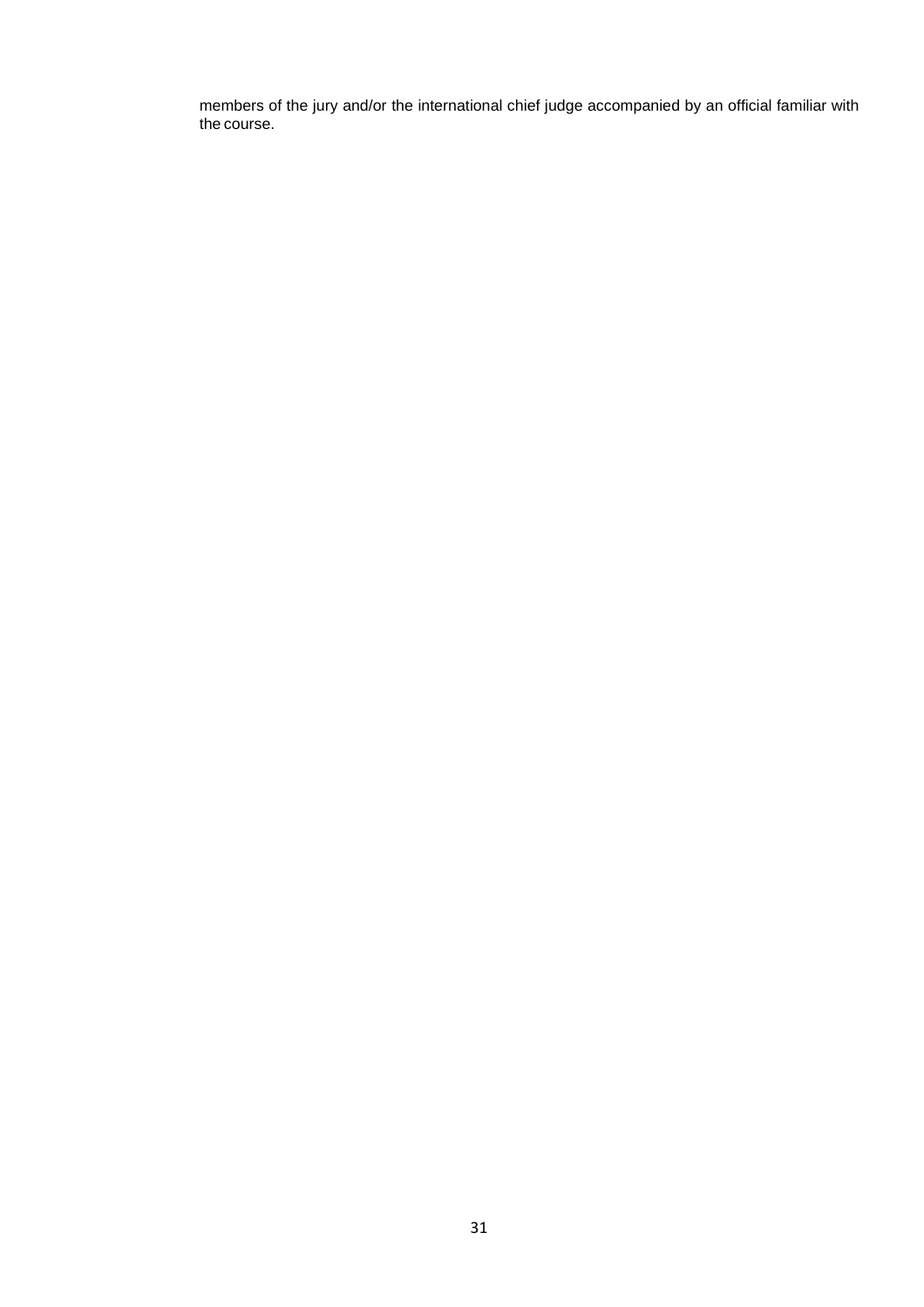members of the jury and/or the international chief judge accompanied by an official familiar with the course.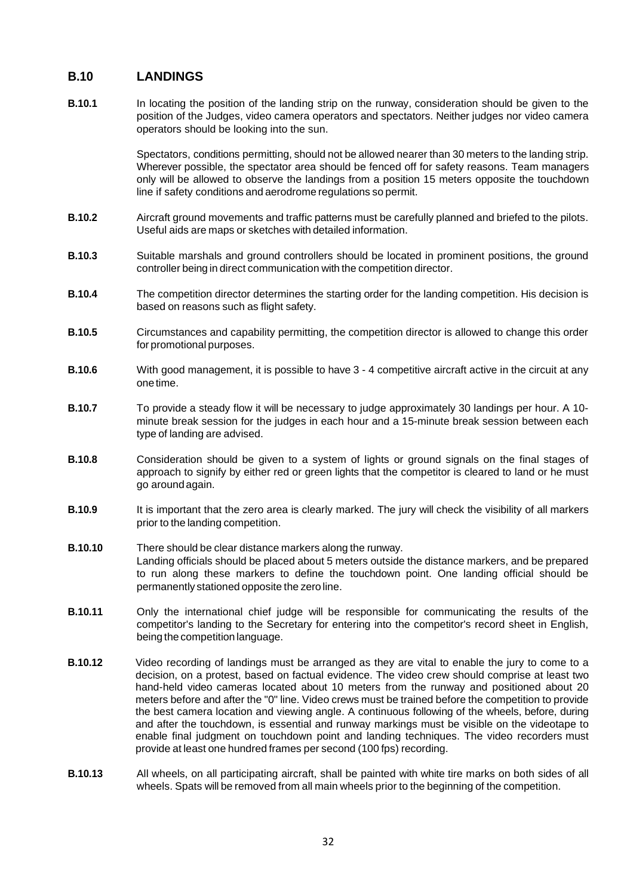## B.10 LANDINGS

**B.10.1** In locating the position of the landing strip on the runway, consideration should be given to the position of the Judges, video camera operators and spectators. Neither judges nor video camera operators should be looking into the sun.

Spectators, conditions permitting, should not be allowed nearer than 30 meters to the landing strip. Wherever possible, the spectator area should be fenced off for safety reasons. Team managers only will be allowed to observe the landings from a position 15 meters opposite the touchdown line if safety conditions and aerodrome regulations so permit.

**B.10.2** Aircraft ground movements and traffic patterns must be carefully planned and briefed to the pilots. Useful aids are maps or sketches with detailed information.

**B.10.3** Suitable marshals and ground controllers should be located in prominent positions, the ground controller being in direct communication with the competition director.

**B.10.4** The competition director determines the starting order for the landing competition. His decision is based on reasons such as flight safety.

**B.10.5** Circumstances and capability permitting, the competition director is allowed to change this order for promotional purposes.

**B.10.6** With good management, it is possible to have 3 - 4 competitive aircraft active in the circuit at any one time.

**B.10.7** To provide a steady flow it will be necessary to judge approximately 30 landings per hour. A 10-minute break session for the judges in each hour and a 15-minute break session between each type of landing are advised.

**B.10.8** Consideration should be given to a system of lights or ground signals on the final stages of approach to signify by either red or green lights that the competitor is cleared to land or he must go around again.

**B.10.9** It is important that the zero area is clearly marked. The jury will check the visibility of all markers prior to the landing competition.

**B.10.10** There should be clear distance markers along the runway.
Landing officials should be placed about 5 meters outside the distance markers, and be prepared to run along these markers to define the touchdown point. One landing official should be permanently stationed opposite the zero line.

**B.10.11** Only the international chief judge will be responsible for communicating the results of the competitor's landing to the Secretary for entering into the competitor's record sheet in English, being the competition language.

**B.10.12** Video recording of landings must be arranged as they are vital to enable the jury to come to a decision, on a protest, based on factual evidence. The video crew should comprise at least two hand-held video cameras located about 10 meters from the runway and positioned about 20 meters before and after the "0" line. Video crews must be trained before the competition to provide the best camera location and viewing angle. A continuous following of the wheels, before, during and after the touchdown, is essential and runway markings must be visible on the videotape to enable final judgment on touchdown point and landing techniques. The video recorders must provide at least one hundred frames per second (100 fps) recording.

**B.10.13** All wheels, on all participating aircraft, shall be painted with white tire marks on both sides of all wheels. Spats will be removed from all main wheels prior to the beginning of the competition.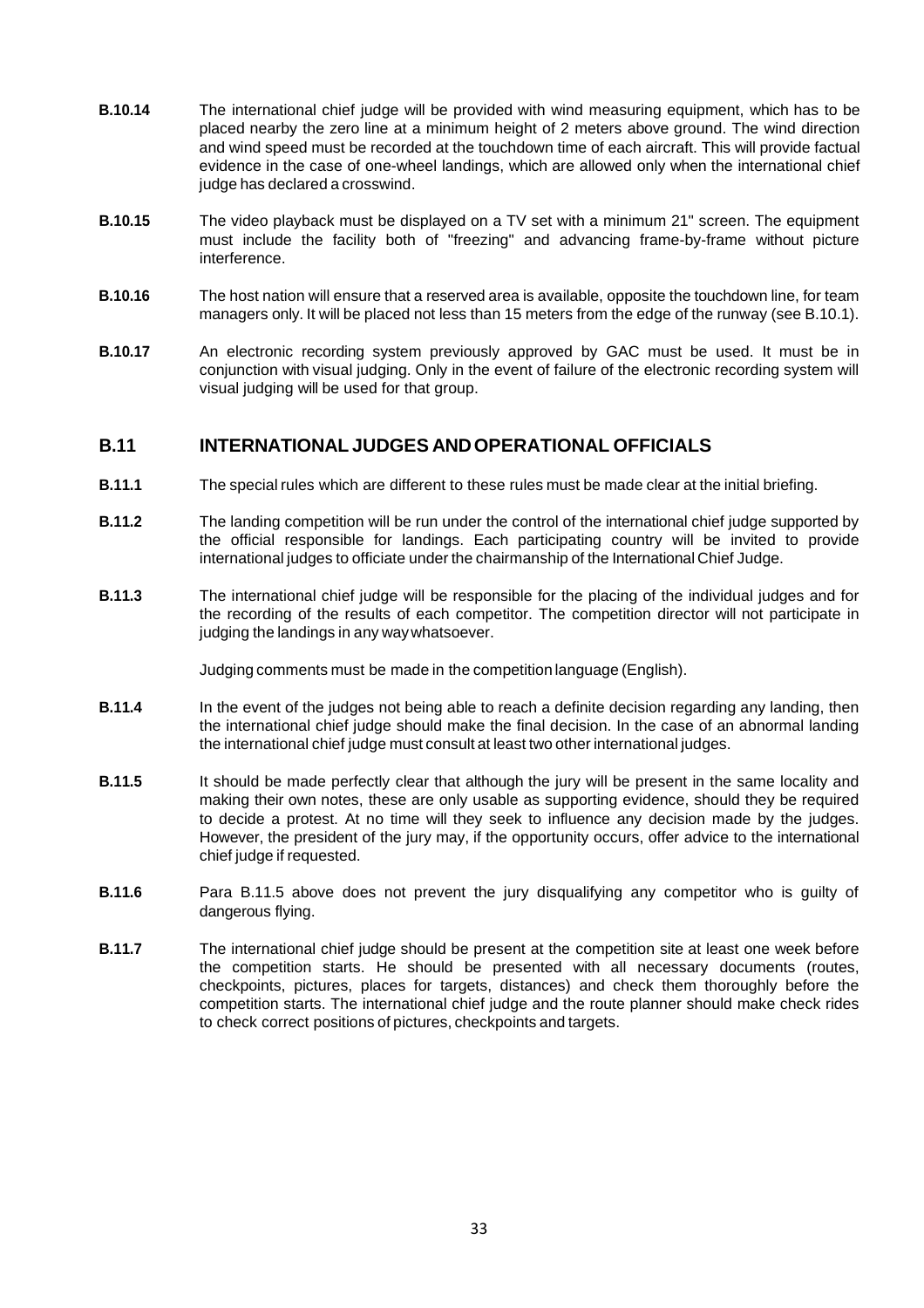**B.10.14** The international chief judge will be provided with wind measuring equipment, which has to be placed nearby the zero line at a minimum height of 2 meters above ground. The wind direction and wind speed must be recorded at the touchdown time of each aircraft. This will provide factual evidence in the case of one-wheel landings, which are allowed only when the international chief judge has declared a crosswind.

**B.10.15** The video playback must be displayed on a TV set with a minimum 21" screen. The equipment must include the facility both of "freezing" and advancing frame-by-frame without picture interference.

**B.10.16** The host nation will ensure that a reserved area is available, opposite the touchdown line, for team managers only. It will be placed not less than 15 meters from the edge of the runway (see B.10.1).

**B.10.17** An electronic recording system previously approved by GAC must be used. It must be in conjunction with visual judging. Only in the event of failure of the electronic recording system will visual judging will be used for that group.

## B.11 INTERNATIONAL JUDGES AND OPERATIONAL OFFICIALS

**B.11.1** The special rules which are different to these rules must be made clear at the initial briefing.

**B.11.2** The landing competition will be run under the control of the international chief judge supported by the official responsible for landings. Each participating country will be invited to provide international judges to officiate under the chairmanship of the International Chief Judge.

**B.11.3** The international chief judge will be responsible for the placing of the individual judges and for the recording of the results of each competitor. The competition director will not participate in judging the landings in any way whatsoever.

Judging comments must be made in the competition language (English).

**B.11.4** In the event of the judges not being able to reach a definite decision regarding any landing, then the international chief judge should make the final decision. In the case of an abnormal landing the international chief judge must consult at least two other international judges.

**B.11.5** It should be made perfectly clear that although the jury will be present in the same locality and making their own notes, these are only usable as supporting evidence, should they be required to decide a protest. At no time will they seek to influence any decision made by the judges. However, the president of the jury may, if the opportunity occurs, offer advice to the international chief judge if requested.

**B.11.6** Para B.11.5 above does not prevent the jury disqualifying any competitor who is guilty of dangerous flying.

**B.11.7** The international chief judge should be present at the competition site at least one week before the competition starts. He should be presented with all necessary documents (routes, checkpoints, pictures, places for targets, distances) and check them thoroughly before the competition starts. The international chief judge and the route planner should make check rides to check correct positions of pictures, checkpoints and targets.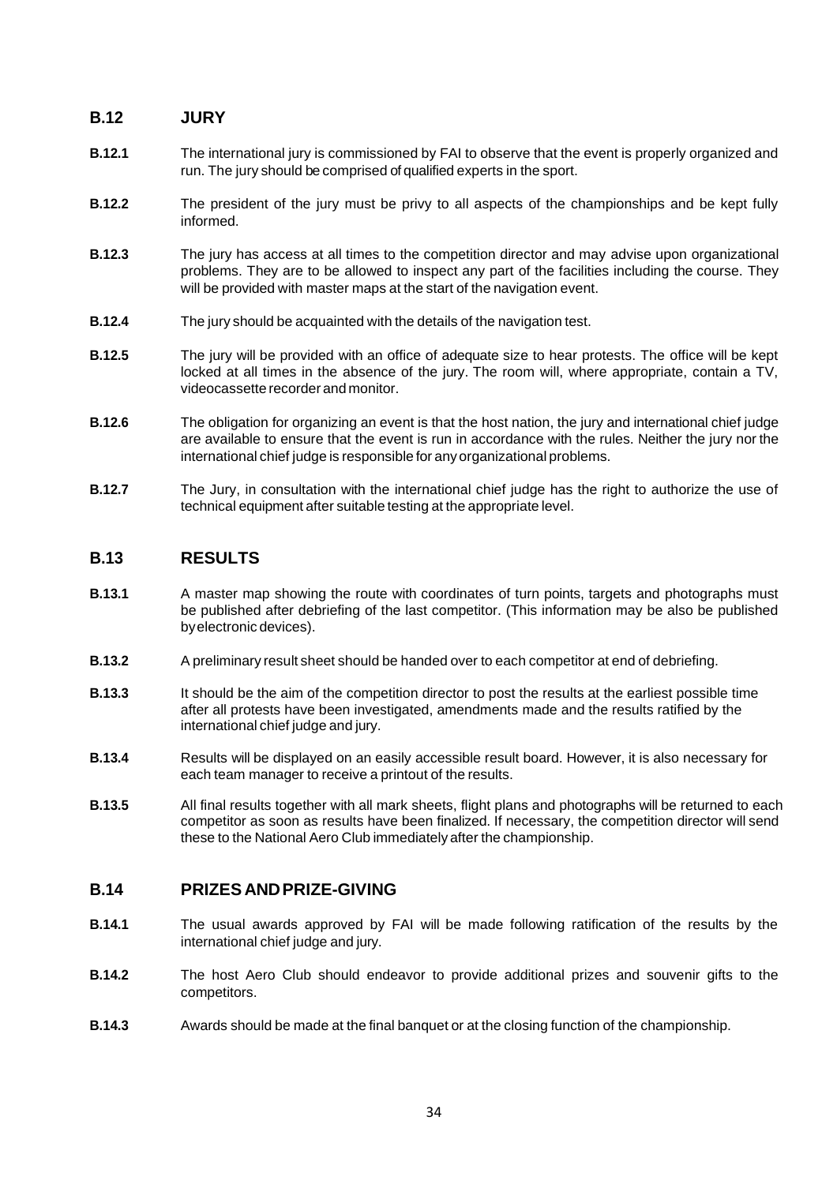## B.12 JURY

**B.12.1** The international jury is commissioned by FAI to observe that the event is properly organized and run. The jury should be comprised of qualified experts in the sport.

**B.12.2** The president of the jury must be privy to all aspects of the championships and be kept fully informed.

**B.12.3** The jury has access at all times to the competition director and may advise upon organizational problems. They are to be allowed to inspect any part of the facilities including the course. They will be provided with master maps at the start of the navigation event.

**B.12.4** The jury should be acquainted with the details of the navigation test.

**B.12.5** The jury will be provided with an office of adequate size to hear protests. The office will be kept locked at all times in the absence of the jury. The room will, where appropriate, contain a TV, videocassette recorder and monitor.

**B.12.6** The obligation for organizing an event is that the host nation, the jury and international chief judge are available to ensure that the event is run in accordance with the rules. Neither the jury nor the international chief judge is responsible for any organizational problems.

**B.12.7** The Jury, in consultation with the international chief judge has the right to authorize the use of technical equipment after suitable testing at the appropriate level.

## B.13 RESULTS

**B.13.1** A master map showing the route with coordinates of turn points, targets and photographs must be published after debriefing of the last competitor. (This information may be also be published by electronic devices).

**B.13.2** A preliminary result sheet should be handed over to each competitor at end of debriefing.

**B.13.3** It should be the aim of the competition director to post the results at the earliest possible time after all protests have been investigated, amendments made and the results ratified by the international chief judge and jury.

**B.13.4** Results will be displayed on an easily accessible result board. However, it is also necessary for each team manager to receive a printout of the results.

**B.13.5** All final results together with all mark sheets, flight plans and photographs will be returned to each competitor as soon as results have been finalized. If necessary, the competition director will send these to the National Aero Club immediately after the championship.

## B.14 PRIZES AND PRIZE-GIVING

**B.14.1** The usual awards approved by FAI will be made following ratification of the results by the international chief judge and jury.

**B.14.2** The host Aero Club should endeavor to provide additional prizes and souvenir gifts to the competitors.

**B.14.3** Awards should be made at the final banquet or at the closing function of the championship.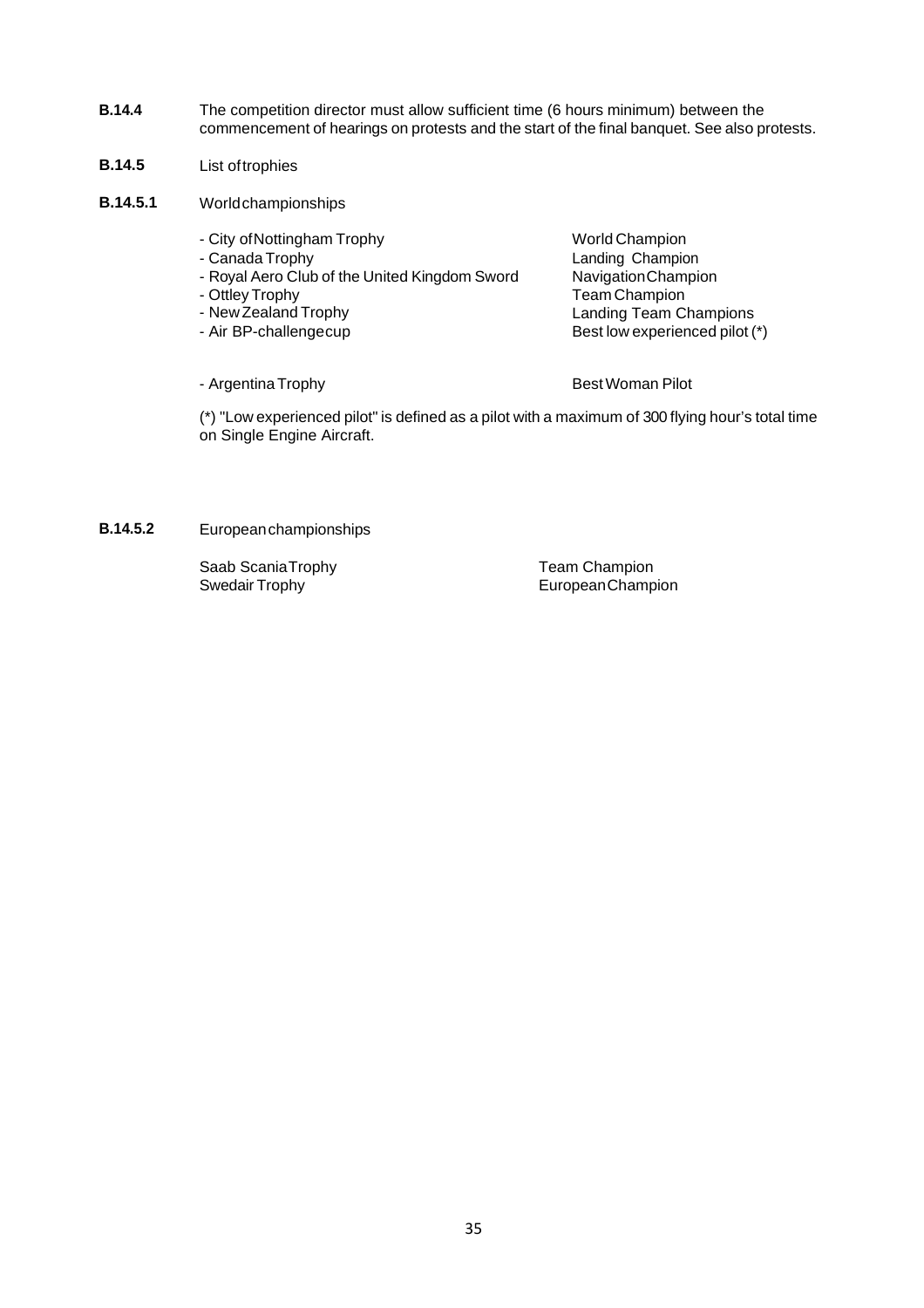**B.14.4** The competition director must allow sufficient time (6 hours minimum) between the commencement of hearings on protests and the start of the final banquet. See also protests.

**B.14.5** List of trophies

**B.14.5.1** World championships

| | |
|---|---|
| - City of Nottingham Trophy | World Champion |
| - Canada Trophy | Landing Champion |
| - Royal Aero Club of the United Kingdom Sword | Navigation Champion |
| - Ottley Trophy | Team Champion |
| - New Zealand Trophy | Landing Team Champions |
| - Air BP-challenge cup | Best low experienced pilot (*) |
| - Argentina Trophy | Best Woman Pilot |

(*) "Low experienced pilot" is defined as a pilot with a maximum of 300 flying hour's total time on Single Engine Aircraft.

**B.14.5.2** European championships

| | |
|---|---|
| Saab Scania Trophy | Team Champion |
| Swedair Trophy | European Champion |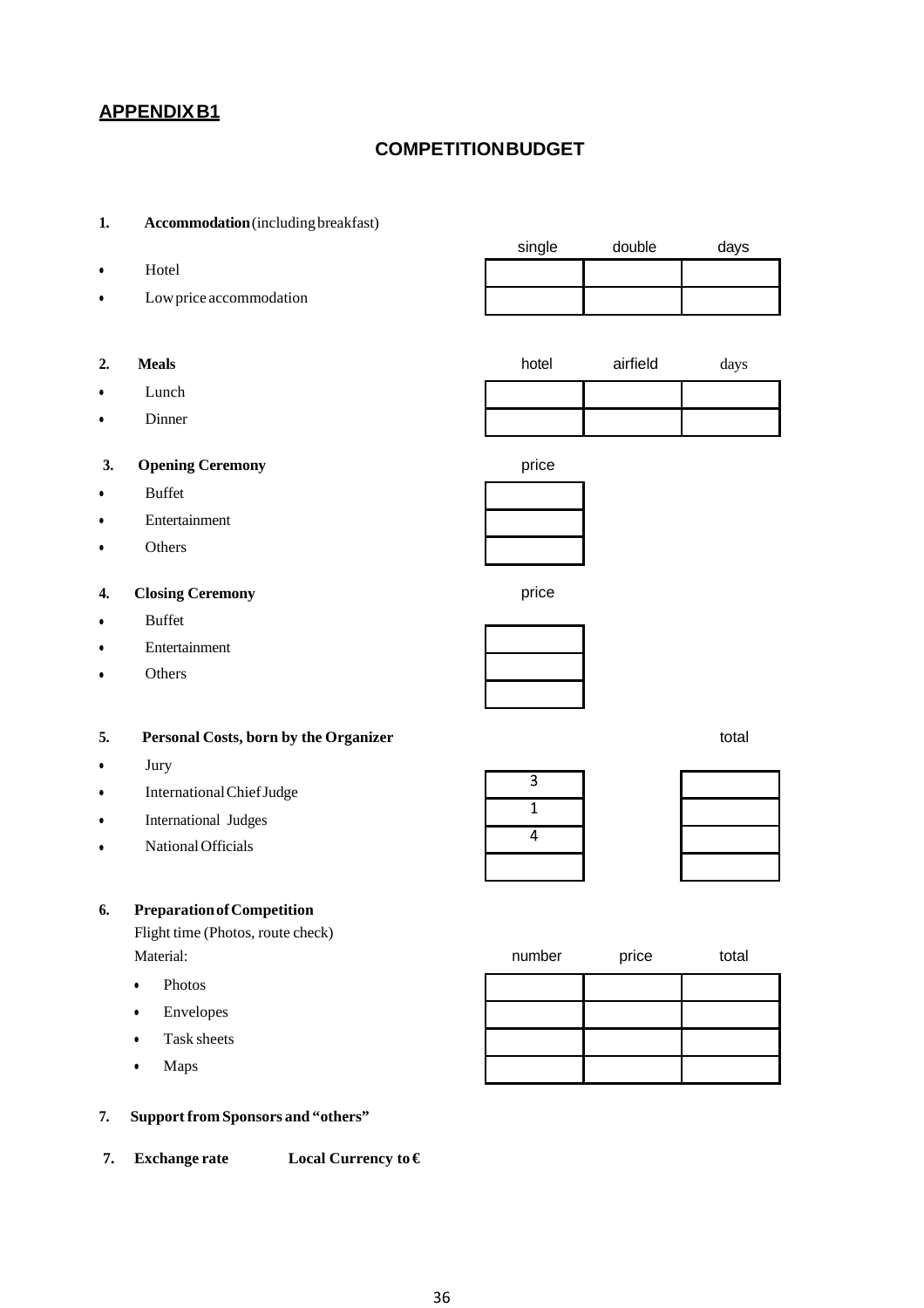## APPENDIX B1

### COMPETITION BUDGET

**1. Accommodation** (including breakfast)

| | single | double | days |
|---|---|---|---|
| • Hotel | | | |
| • Low price accommodation | | | |

**2. Meals**

| | hotel | airfield | days |
|---|---|---|---|
| • Lunch | | | |
| • Dinner | | | |

**3. Opening Ceremony**

| | price |
|---|---|
| • Buffet | |
| • Entertainment | |
| • Others | |

**4. Closing Ceremony**

| | price |
|---|---|
| • Buffet | |
| • Entertainment | |
| • Others | |

**5. Personal Costs, born by the Organizer**

| | | total |
|---|---|---|
| • Jury | 3 | |
| • International Chief Judge | 1 | |
| • International Judges | 4 | |
| • National Officials | | |

**6. Preparation of Competition**

Flight time (Photos, route check)

Material:

| | number | price | total |
|---|---|---|---|
| • Photos | | | |
| • Envelopes | | | |
| • Task sheets | | | |
| • Maps | | | |

**7. Support from Sponsors and "others"**

**7. Exchange rate** **Local Currency to €**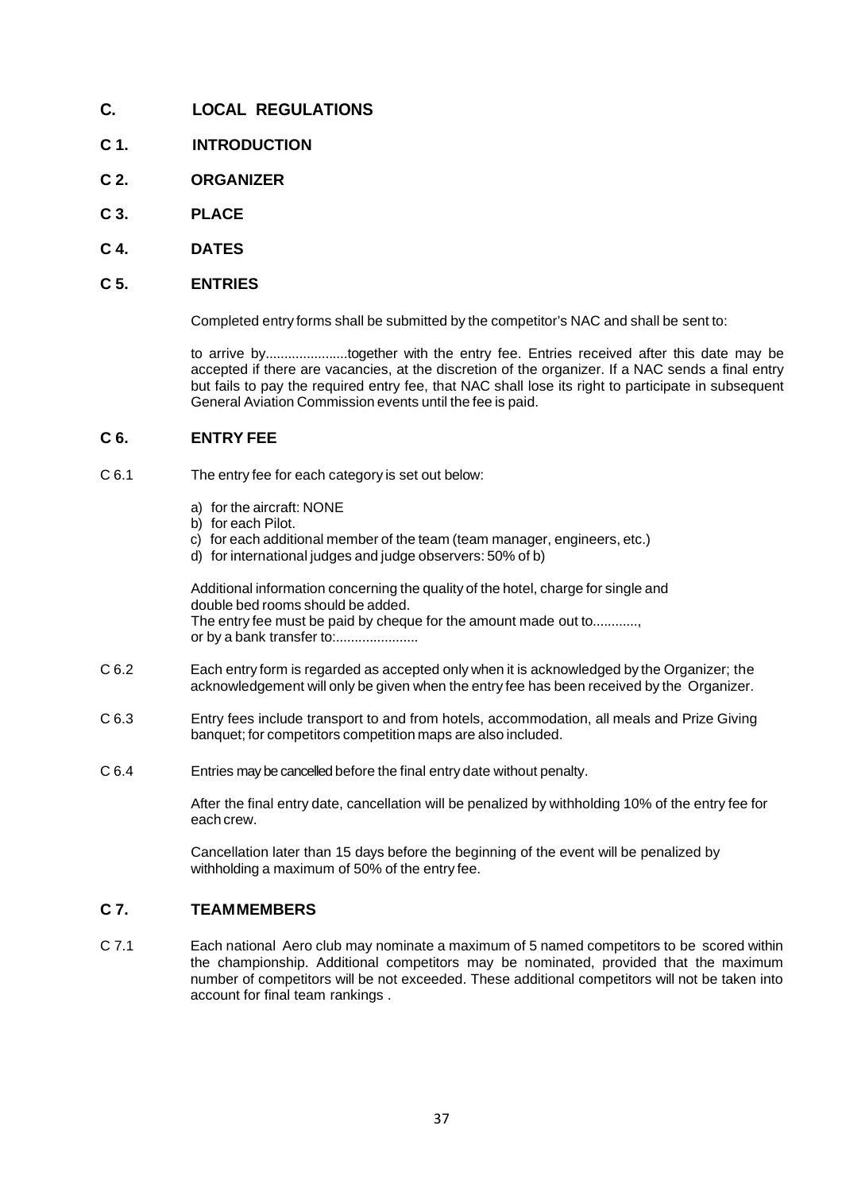# C. LOCAL REGULATIONS

## C 1. INTRODUCTION

## C 2. ORGANIZER

## C 3. PLACE

## C 4. DATES

## C 5. ENTRIES

Completed entry forms shall be submitted by the competitor's NAC and shall be sent to:

to arrive by......................together with the entry fee. Entries received after this date may be accepted if there are vacancies, at the discretion of the organizer. If a NAC sends a final entry but fails to pay the required entry fee, that NAC shall lose its right to participate in subsequent General Aviation Commission events until the fee is paid.

## C 6. ENTRY FEE

C 6.1 The entry fee for each category is set out below:

a) for the aircraft: NONE
b) for each Pilot.
c) for each additional member of the team (team manager, engineers, etc.)
d) for international judges and judge observers: 50% of b)

Additional information concerning the quality of the hotel, charge for single and double bed rooms should be added.
The entry fee must be paid by cheque for the amount made out to..........., or by a bank transfer to:......................

C 6.2 Each entry form is regarded as accepted only when it is acknowledged by the Organizer; the acknowledgement will only be given when the entry fee has been received by the Organizer.

C 6.3 Entry fees include transport to and from hotels, accommodation, all meals and Prize Giving banquet; for competitors competition maps are also included.

C 6.4 Entries may be cancelled before the final entry date without penalty.

After the final entry date, cancellation will be penalized by withholding 10% of the entry fee for each crew.

Cancellation later than 15 days before the beginning of the event will be penalized by withholding a maximum of 50% of the entry fee.

## C 7. TEAMMEMBERS

C 7.1 Each national Aero club may nominate a maximum of 5 named competitors to be scored within the championship. Additional competitors may be nominated, provided that the maximum number of competitors will be not exceeded. These additional competitors will not be taken into account for final team rankings .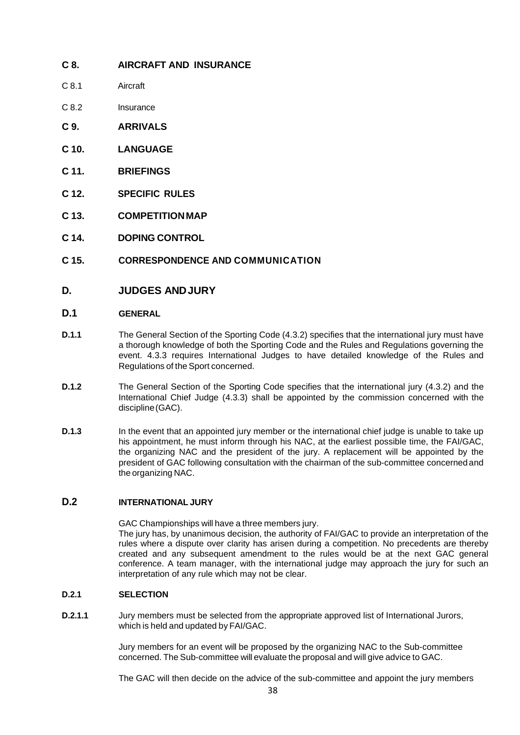## C 8. AIRCRAFT AND INSURANCE

C 8.1 Aircraft

C 8.2 Insurance

## C 9. ARRIVALS

## C 10. LANGUAGE

## C 11. BRIEFINGS

## C 12. SPECIFIC RULES

## C 13. COMPETITION MAP

## C 14. DOPING CONTROL

## C 15. CORRESPONDENCE AND COMMUNICATION

# D. JUDGES AND JURY

## D.1 GENERAL

**D.1.1** The General Section of the Sporting Code (4.3.2) specifies that the international jury must have a thorough knowledge of both the Sporting Code and the Rules and Regulations governing the event. 4.3.3 requires International Judges to have detailed knowledge of the Rules and Regulations of the Sport concerned.

**D.1.2** The General Section of the Sporting Code specifies that the international jury (4.3.2) and the International Chief Judge (4.3.3) shall be appointed by the commission concerned with the discipline (GAC).

**D.1.3** In the event that an appointed jury member or the international chief judge is unable to take up his appointment, he must inform through his NAC, at the earliest possible time, the FAI/GAC, the organizing NAC and the president of the jury. A replacement will be appointed by the president of GAC following consultation with the chairman of the sub-committee concerned and the organizing NAC.

## D.2 INTERNATIONAL JURY

GAC Championships will have a three members jury.
The jury has, by unanimous decision, the authority of FAI/GAC to provide an interpretation of the rules where a dispute over clarity has arisen during a competition. No precedents are thereby created and any subsequent amendment to the rules would be at the next GAC general conference. A team manager, with the international judge may approach the jury for such an interpretation of any rule which may not be clear.

### D.2.1 SELECTION

**D.2.1.1** Jury members must be selected from the appropriate approved list of International Jurors, which is held and updated by FAI/GAC.

Jury members for an event will be proposed by the organizing NAC to the Sub-committee concerned. The Sub-committee will evaluate the proposal and will give advice to GAC.

The GAC will then decide on the advice of the sub-committee and appoint the jury members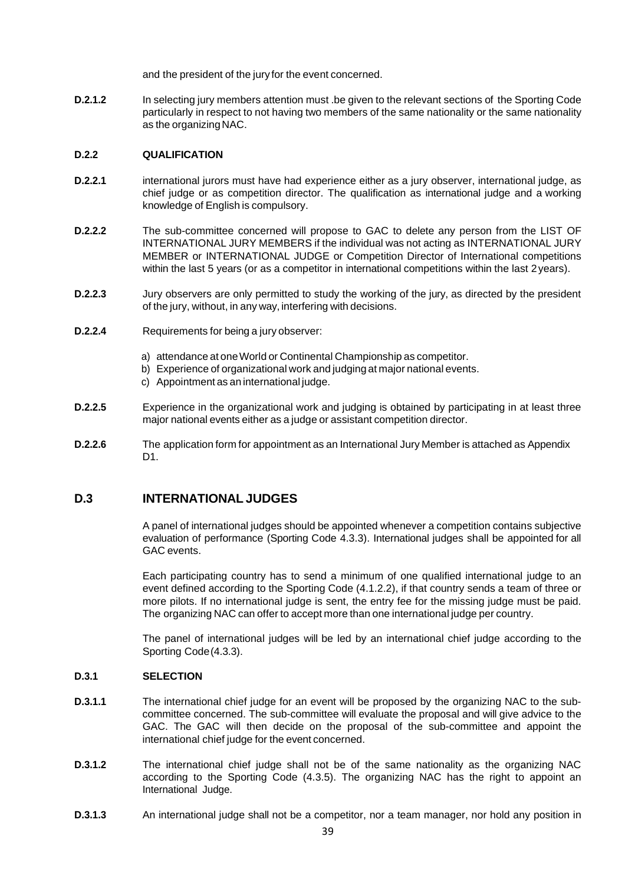and the president of the jury for the event concerned.

**D.2.1.2** In selecting jury members attention must .be given to the relevant sections of the Sporting Code particularly in respect to not having two members of the same nationality or the same nationality as the organizing NAC.

### D.2.2 QUALIFICATION

**D.2.2.1** international jurors must have had experience either as a jury observer, international judge, as chief judge or as competition director. The qualification as international judge and a working knowledge of English is compulsory.

**D.2.2.2** The sub-committee concerned will propose to GAC to delete any person from the LIST OF INTERNATIONAL JURY MEMBERS if the individual was not acting as INTERNATIONAL JURY MEMBER or INTERNATIONAL JUDGE or Competition Director of International competitions within the last 5 years (or as a competitor in international competitions within the last 2 years).

**D.2.2.3** Jury observers are only permitted to study the working of the jury, as directed by the president of the jury, without, in any way, interfering with decisions.

**D.2.2.4** Requirements for being a jury observer:

a) attendance at one World or Continental Championship as competitor.
b) Experience of organizational work and judging at major national events.
c) Appointment as an international judge.

**D.2.2.5** Experience in the organizational work and judging is obtained by participating in at least three major national events either as a judge or assistant competition director.

**D.2.2.6** The application form for appointment as an International Jury Member is attached as Appendix D1.

## D.3 INTERNATIONAL JUDGES

A panel of international judges should be appointed whenever a competition contains subjective evaluation of performance (Sporting Code 4.3.3). International judges shall be appointed for all GAC events.

Each participating country has to send a minimum of one qualified international judge to an event defined according to the Sporting Code (4.1.2.2), if that country sends a team of three or more pilots. If no international judge is sent, the entry fee for the missing judge must be paid. The organizing NAC can offer to accept more than one international judge per country.

The panel of international judges will be led by an international chief judge according to the Sporting Code (4.3.3).

### D.3.1 SELECTION

**D.3.1.1** The international chief judge for an event will be proposed by the organizing NAC to the sub-committee concerned. The sub-committee will evaluate the proposal and will give advice to the GAC. The GAC will then decide on the proposal of the sub-committee and appoint the international chief judge for the event concerned.

**D.3.1.2** The international chief judge shall not be of the same nationality as the organizing NAC according to the Sporting Code (4.3.5). The organizing NAC has the right to appoint an International Judge.

**D.3.1.3** An international judge shall not be a competitor, nor a team manager, nor hold any position in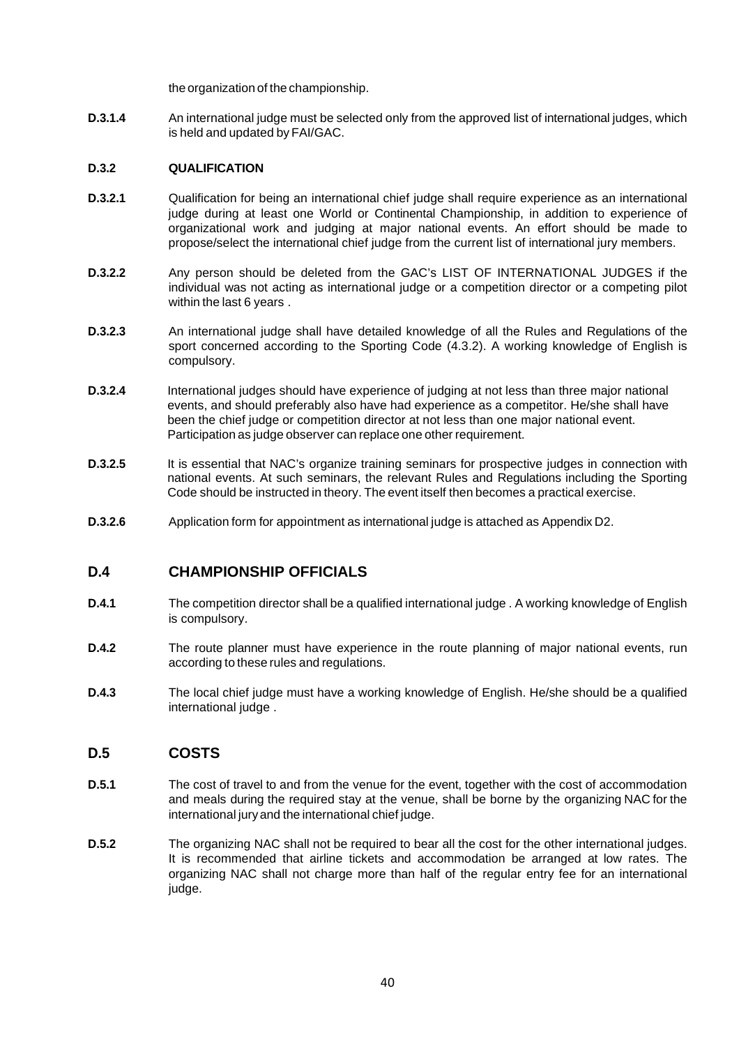the organization of the championship.

**D.3.1.4** An international judge must be selected only from the approved list of international judges, which is held and updated by FAI/GAC.

### D.3.2 QUALIFICATION

**D.3.2.1** Qualification for being an international chief judge shall require experience as an international judge during at least one World or Continental Championship, in addition to experience of organizational work and judging at major national events. An effort should be made to propose/select the international chief judge from the current list of international jury members.

**D.3.2.2** Any person should be deleted from the GAC's LIST OF INTERNATIONAL JUDGES if the individual was not acting as international judge or a competition director or a competing pilot within the last 6 years .

**D.3.2.3** An international judge shall have detailed knowledge of all the Rules and Regulations of the sport concerned according to the Sporting Code (4.3.2). A working knowledge of English is compulsory.

**D.3.2.4** International judges should have experience of judging at not less than three major national events, and should preferably also have had experience as a competitor. He/she shall have been the chief judge or competition director at not less than one major national event. Participation as judge observer can replace one other requirement.

**D.3.2.5** It is essential that NAC's organize training seminars for prospective judges in connection with national events. At such seminars, the relevant Rules and Regulations including the Sporting Code should be instructed in theory. The event itself then becomes a practical exercise.

**D.3.2.6** Application form for appointment as international judge is attached as Appendix D2.

## D.4 CHAMPIONSHIP OFFICIALS

**D.4.1** The competition director shall be a qualified international judge . A working knowledge of English is compulsory.

**D.4.2** The route planner must have experience in the route planning of major national events, run according to these rules and regulations.

**D.4.3** The local chief judge must have a working knowledge of English. He/she should be a qualified international judge .

## D.5 COSTS

**D.5.1** The cost of travel to and from the venue for the event, together with the cost of accommodation and meals during the required stay at the venue, shall be borne by the organizing NAC for the international jury and the international chief judge.

**D.5.2** The organizing NAC shall not be required to bear all the cost for the other international judges. It is recommended that airline tickets and accommodation be arranged at low rates. The organizing NAC shall not charge more than half of the regular entry fee for an international judge.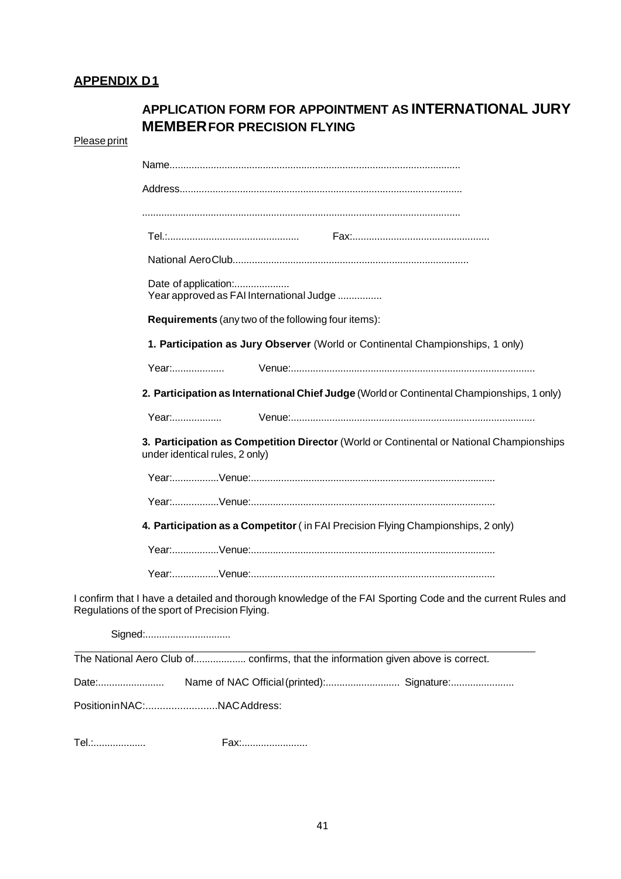## APPENDIX D1

## APPLICATION FORM FOR APPOINTMENT AS INTERNATIONAL JURY MEMBER FOR PRECISION FLYING

Please print

Name........................................................................................................

Address.....................................................................................................

..................................................................................................................

Tel.:................................................ Fax:..................................................

National AeroClub....................................................................................

Date of application:....................
Year approved as FAI International Judge ................

**Requirements** (any two of the following four items):

**1. Participation as Jury Observer** (World or Continental Championships, 1 only)

Year:................... Venue:........................................................................................

**2. Participation as International Chief Judge** (World or Continental Championships, 1 only)

Year:.................. Venue:........................................................................................

**3. Participation as Competition Director** (World or Continental or National Championships under identical rules, 2 only)

Year:.................Venue:........................................................................................

Year:.................Venue:........................................................................................

**4. Participation as a Competitor** ( in FAI Precision Flying Championships, 2 only)

Year:.................Venue:........................................................................................

Year:.................Venue:........................................................................................

I confirm that I have a detailed and thorough knowledge of the FAI Sporting Code and the current Rules and Regulations of the sport of Precision Flying.

Signed:...............................

---

The National Aero Club of................... confirms, that the information given above is correct.

Date:........................ Name of NAC Official (printed):........................... Signature:.......................

Position in NAC:.........................NAC Address:

Tel.:................... Fax:........................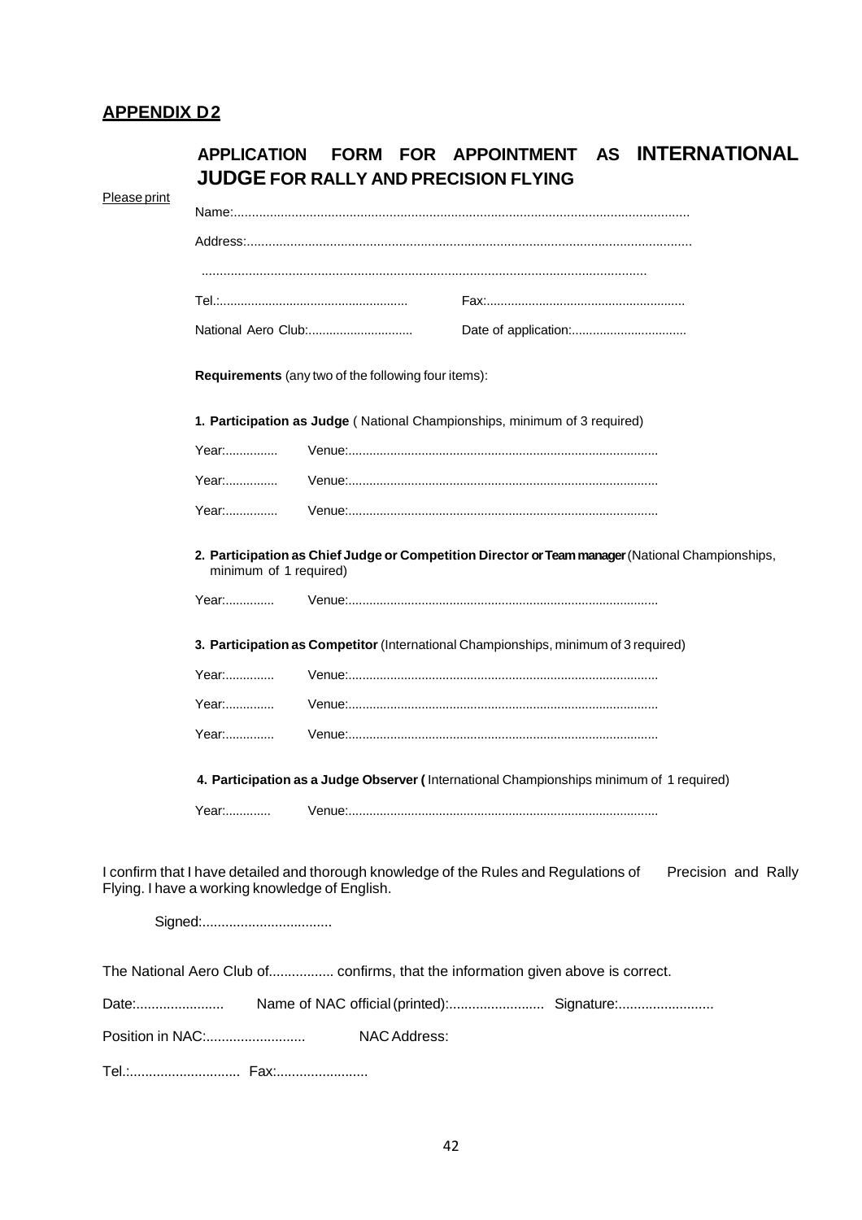## APPENDIX D2

# APPLICATION FORM FOR APPOINTMENT AS INTERNATIONAL JUDGE FOR RALLY AND PRECISION FLYING

Please print

Name:...............................................................................................................................

Address:...........................................................................................................................

...........................................................................................................................

Tel.:......................................................  Fax:.........................................................

National Aero Club:..............................  Date of application:.................................

**Requirements** (any two of the following four items):

**1. Participation as Judge** ( National Championships, minimum of 3 required)

Year:...............  Venue:........................................................................................

Year:...............  Venue:........................................................................................

Year:...............  Venue:........................................................................................

**2. Participation as Chief Judge or Competition Director or Team manager** (National Championships, minimum of 1 required)

Year:..............  Venue:........................................................................................

**3. Participation as Competitor** (International Championships, minimum of 3 required)

Year:..............  Venue:........................................................................................

Year:..............  Venue:........................................................................................

Year:..............  Venue:........................................................................................

**4. Participation as a Judge Observer (** International Championships minimum of 1 required)

Year:.............  Venue:........................................................................................

I confirm that I have detailed and thorough knowledge of the Rules and Regulations of Precision and Rally Flying. I have a working knowledge of English.

Signed:..................................

The National Aero Club of................. confirms, that the information given above is correct.

Date:.......................  Name of NAC official (printed):.........................  Signature:.........................

Position in NAC:..........................  NAC Address:

Tel.:............................  Fax:........................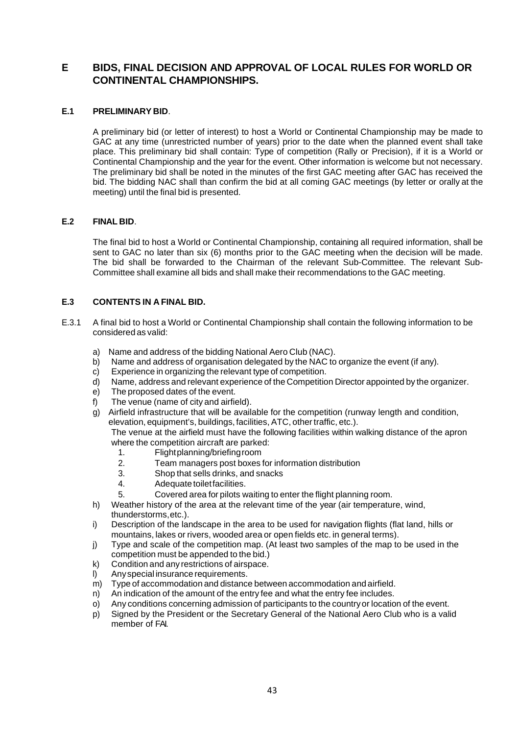# E BIDS, FINAL DECISION AND APPROVAL OF LOCAL RULES FOR WORLD OR CONTINENTAL CHAMPIONSHIPS.

## E.1 PRELIMINARY BID.

A preliminary bid (or letter of interest) to host a World or Continental Championship may be made to GAC at any time (unrestricted number of years) prior to the date when the planned event shall take place. This preliminary bid shall contain: Type of competition (Rally or Precision), if it is a World or Continental Championship and the year for the event. Other information is welcome but not necessary. The preliminary bid shall be noted in the minutes of the first GAC meeting after GAC has received the bid. The bidding NAC shall than confirm the bid at all coming GAC meetings (by letter or orally at the meeting) until the final bid is presented.

## E.2 FINAL BID.

The final bid to host a World or Continental Championship, containing all required information, shall be sent to GAC no later than six (6) months prior to the GAC meeting when the decision will be made. The bid shall be forwarded to the Chairman of the relevant Sub-Committee. The relevant Sub-Committee shall examine all bids and shall make their recommendations to the GAC meeting.

## E.3 CONTENTS IN A FINAL BID.

E.3.1 A final bid to host a World or Continental Championship shall contain the following information to be considered as valid:

a) Name and address of the bidding National Aero Club (NAC).
b) Name and address of organisation delegated by the NAC to organize the event (if any).
c) Experience in organizing the relevant type of competition.
d) Name, address and relevant experience of the Competition Director appointed by the organizer.
e) The proposed dates of the event.
f) The venue (name of city and airfield).
g) Airfield infrastructure that will be available for the competition (runway length and condition, elevation, equipment's, buildings, facilities, ATC, other traffic, etc.).
   The venue at the airfield must have the following facilities within walking distance of the apron where the competition aircraft are parked:
   1. Flight planning/briefing room
   2. Team managers post boxes for information distribution
   3. Shop that sells drinks, and snacks
   4. Adequate toilet facilities.
   5. Covered area for pilots waiting to enter the flight planning room.
h) Weather history of the area at the relevant time of the year (air temperature, wind, thunderstorms, etc.).
i) Description of the landscape in the area to be used for navigation flights (flat land, hills or mountains, lakes or rivers, wooded area or open fields etc. in general terms).
j) Type and scale of the competition map. (At least two samples of the map to be used in the competition must be appended to the bid.)
k) Condition and any restrictions of airspace.
l) Any special insurance requirements.
m) Type of accommodation and distance between accommodation and airfield.
n) An indication of the amount of the entry fee and what the entry fee includes.
o) Any conditions concerning admission of participants to the country or location of the event.
p) Signed by the President or the Secretary General of the National Aero Club who is a valid member of FAI.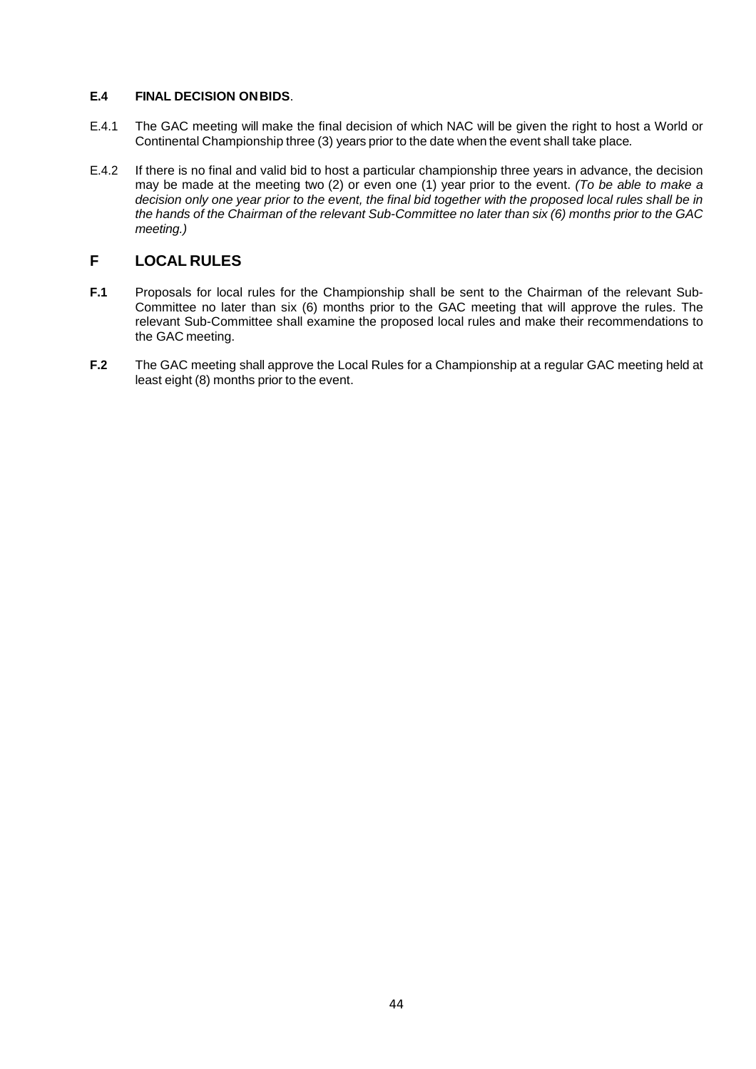### E.4 FINAL DECISION ON BIDS.

E.4.1 The GAC meeting will make the final decision of which NAC will be given the right to host a World or Continental Championship three (3) years prior to the date when the event shall take place.

E.4.2 If there is no final and valid bid to host a particular championship three years in advance, the decision may be made at the meeting two (2) or even one (1) year prior to the event. *(To be able to make a decision only one year prior to the event, the final bid together with the proposed local rules shall be in the hands of the Chairman of the relevant Sub-Committee no later than six (6) months prior to the GAC meeting.)*

## F LOCAL RULES

**F.1** Proposals for local rules for the Championship shall be sent to the Chairman of the relevant Sub-Committee no later than six (6) months prior to the GAC meeting that will approve the rules. The relevant Sub-Committee shall examine the proposed local rules and make their recommendations to the GAC meeting.

**F.2** The GAC meeting shall approve the Local Rules for a Championship at a regular GAC meeting held at least eight (8) months prior to the event.